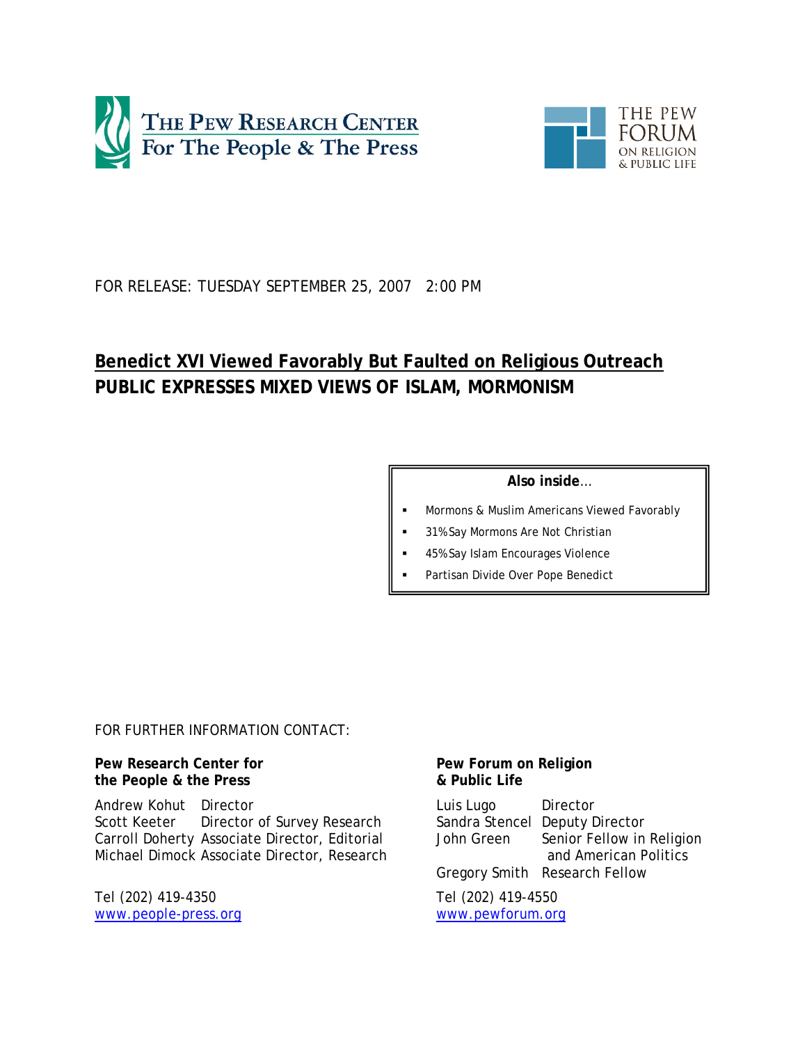THE PEW RESEARCH CENTER
For The People & The Press

THE PEW FORUM ON RELIGION & PUBLIC LIFE

FOR RELEASE: TUESDAY SEPTEMBER 25, 2007 2:00 PM

# Benedict XVI Viewed Favorably But Faulted on Religious Outreach

## PUBLIC EXPRESSES MIXED VIEWS OF ISLAM, MORMONISM

**Also inside…**

- Mormons & Muslim Americans Viewed Favorably
- 31% Say Mormons Are Not Christian
- 45% Say Islam Encourages Violence
- Partisan Divide Over Pope Benedict

FOR FURTHER INFORMATION CONTACT:

**Pew Research Center for the People & the Press**

Andrew Kohut Director
Scott Keeter Director of Survey Research
Carroll Doherty Associate Director, Editorial
Michael Dimock Associate Director, Research

Tel (202) 419-4350
www.people-press.org

**Pew Forum on Religion & Public Life**

Luis Lugo Director
Sandra Stencel Deputy Director
John Green Senior Fellow in Religion and American Politics
Gregory Smith Research Fellow

Tel (202) 419-4550
www.pewforum.org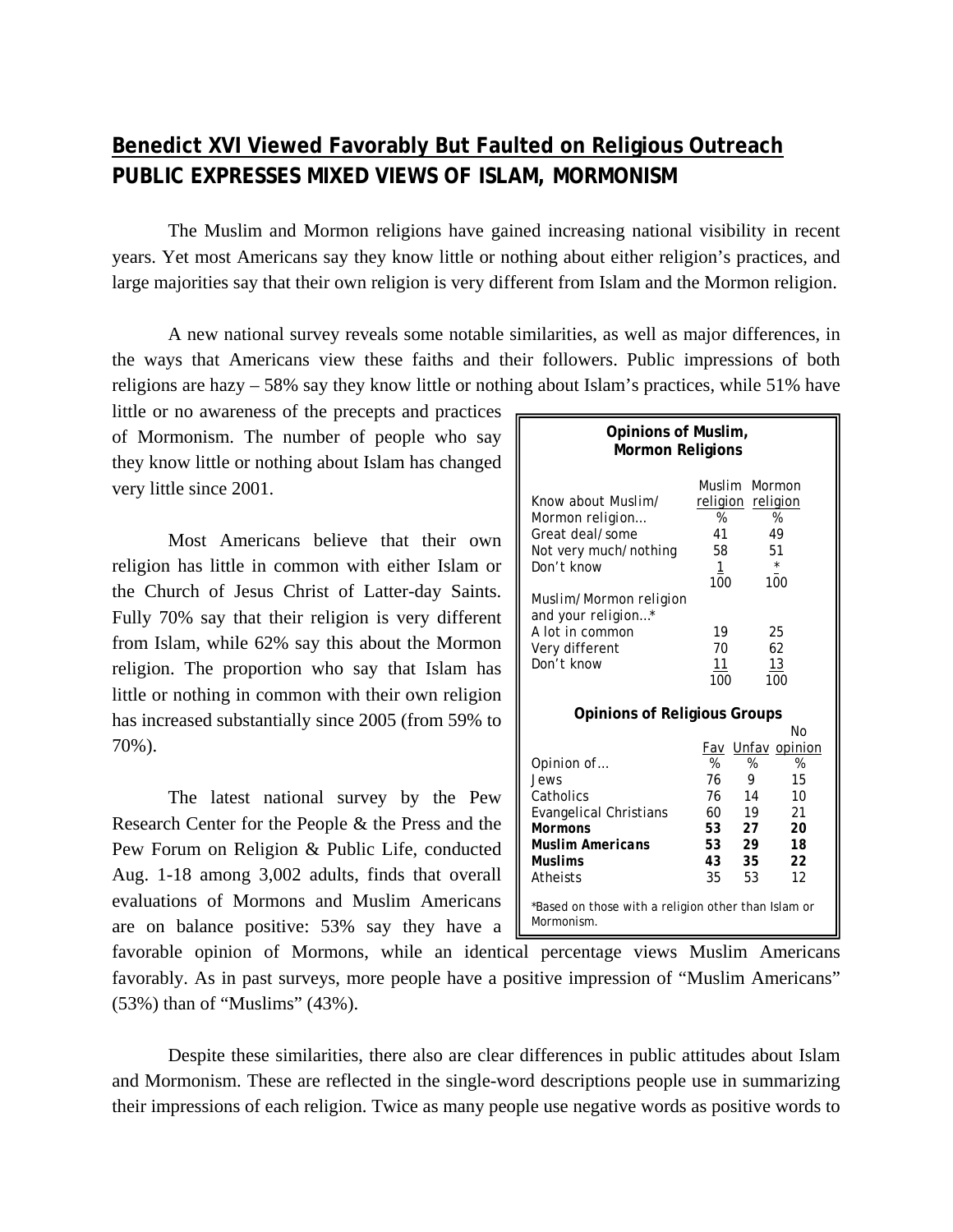## Benedict XVI Viewed Favorably But Faulted on Religious Outreach
**PUBLIC EXPRESSES MIXED VIEWS OF ISLAM, MORMONISM**

The Muslim and Mormon religions have gained increasing national visibility in recent years. Yet most Americans say they know little or nothing about either religion's practices, and large majorities say that their own religion is very different from Islam and the Mormon religion.

A new national survey reveals some notable similarities, as well as major differences, in the ways that Americans view these faiths and their followers. Public impressions of both religions are hazy – 58% say they know little or nothing about Islam's practices, while 51% have little or no awareness of the precepts and practices of Mormonism. The number of people who say they know little or nothing about Islam has changed very little since 2001.

**Opinions of Muslim, Mormon Religions**

| Know about Muslim/ Mormon religion… | Muslim religion | Mormon religion |
|---|---|---|
| | % | % |
| Great deal/some | 41 | 49 |
| Not very much/nothing | 58 | 51 |
| Don't know | 1 | * |
| | 100 | 100 |
| **Muslim/Mormon religion and your religion…*** | | |
| A lot in common | 19 | 25 |
| Very different | 70 | 62 |
| Don't know | 11 | 13 |
| | 100 | 100 |

**Opinions of Religious Groups**

| Opinion of… | Fav | Unfav | No opinion |
|---|---|---|---|
| | % | % | % |
| Jews | 76 | 9 | 15 |
| Catholics | 76 | 14 | 10 |
| Evangelical Christians | 60 | 19 | 21 |
| **Mormons** | **53** | **27** | **20** |
| ***Muslim Americans*** | **53** | **29** | **18** |
| **Muslims** | **43** | **35** | **22** |
| Atheists | 35 | 53 | 12 |

*Based on those with a religion other than Islam or Mormonism.

Most Americans believe that their own religion has little in common with either Islam or the Church of Jesus Christ of Latter-day Saints. Fully 70% say that their religion is very different from Islam, while 62% say this about the Mormon religion. The proportion who say that Islam has little or nothing in common with their own religion has increased substantially since 2005 (from 59% to 70%).

The latest national survey by the Pew Research Center for the People & the Press and the Pew Forum on Religion & Public Life, conducted Aug. 1-18 among 3,002 adults, finds that overall evaluations of Mormons and Muslim Americans are on balance positive: 53% say they have a favorable opinion of Mormons, while an identical percentage views Muslim Americans favorably. As in past surveys, more people have a positive impression of "Muslim Americans" (53%) than of "Muslims" (43%).

Despite these similarities, there also are clear differences in public attitudes about Islam and Mormonism. These are reflected in the single-word descriptions people use in summarizing their impressions of each religion. Twice as many people use negative words as positive words to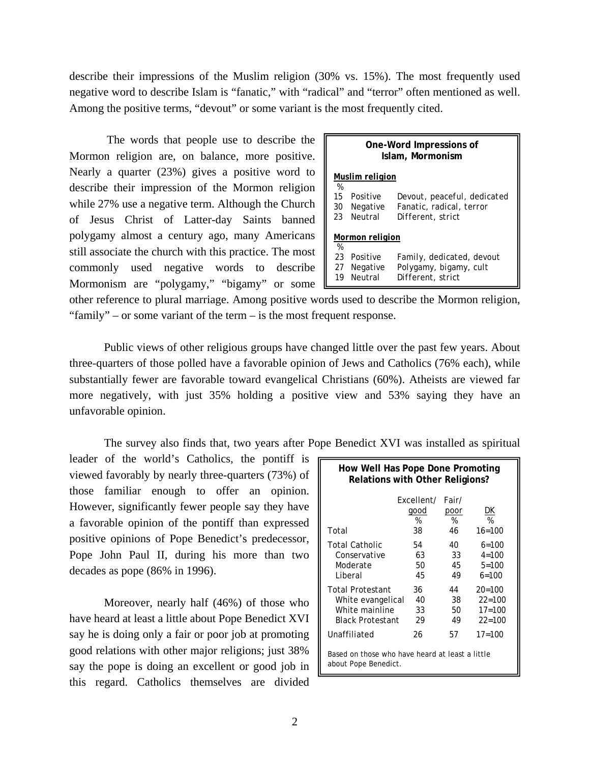describe their impressions of the Muslim religion (30% vs. 15%). The most frequently used negative word to describe Islam is "fanatic," with "radical" and "terror" often mentioned as well. Among the positive terms, "devout" or some variant is the most frequently cited.

The words that people use to describe the Mormon religion are, on balance, more positive. Nearly a quarter (23%) gives a positive word to describe their impression of the Mormon religion while 27% use a negative term. Although the Church of Jesus Christ of Latter-day Saints banned polygamy almost a century ago, many Americans still associate the church with this practice. The most commonly used negative words to describe Mormonism are "polygamy," "bigamy" or some other reference to plural marriage. Among positive words used to describe the Mormon religion, "family" – or some variant of the term – is the most frequent response.

**One-Word Impressions of Islam, Mormonism**

| % | | |
|---|---|---|
| **Muslim religion** | | |
| 15 | Positive | Devout, peaceful, dedicated |
| 30 | Negative | Fanatic, radical, terror |
| 23 | Neutral | Different, strict |
| **Mormon religion** | | |
| 23 | Positive | Family, dedicated, devout |
| 27 | Negative | Polygamy, bigamy, cult |
| 19 | Neutral | Different, strict |

Public views of other religious groups have changed little over the past few years. About three-quarters of those polled have a favorable opinion of Jews and Catholics (76% each), while substantially fewer are favorable toward evangelical Christians (60%). Atheists are viewed far more negatively, with just 35% holding a positive view and 53% saying they have an unfavorable opinion.

The survey also finds that, two years after Pope Benedict XVI was installed as spiritual leader of the world's Catholics, the pontiff is viewed favorably by nearly three-quarters (73%) of those familiar enough to offer an opinion. However, significantly fewer people say they have a favorable opinion of the pontiff than expressed positive opinions of Pope Benedict's predecessor, Pope John Paul II, during his more than two decades as pope (86% in 1996).

Moreover, nearly half (46%) of those who have heard at least a little about Pope Benedict XVI say he is doing only a fair or poor job at promoting good relations with other major religions; just 38% say the pope is doing an excellent or good job in this regard. Catholics themselves are divided

**How Well Has Pope Done Promoting Relations with Other Religions?**

| | Excellent/ good | Fair/ poor | DK |
|---|---|---|---|
| | % | % | % |
| Total | 38 | 46 | 16=100 |
| Total Catholic | 54 | 40 | 6=100 |
| Conservative | 63 | 33 | 4=100 |
| Moderate | 50 | 45 | 5=100 |
| Liberal | 45 | 49 | 6=100 |
| Total Protestant | 36 | 44 | 20=100 |
| White evangelical | 40 | 38 | 22=100 |
| White mainline | 33 | 50 | 17=100 |
| Black Protestant | 29 | 49 | 22=100 |
| Unaffiliated | 26 | 57 | 17=100 |

Based on those who have heard at least a little about Pope Benedict.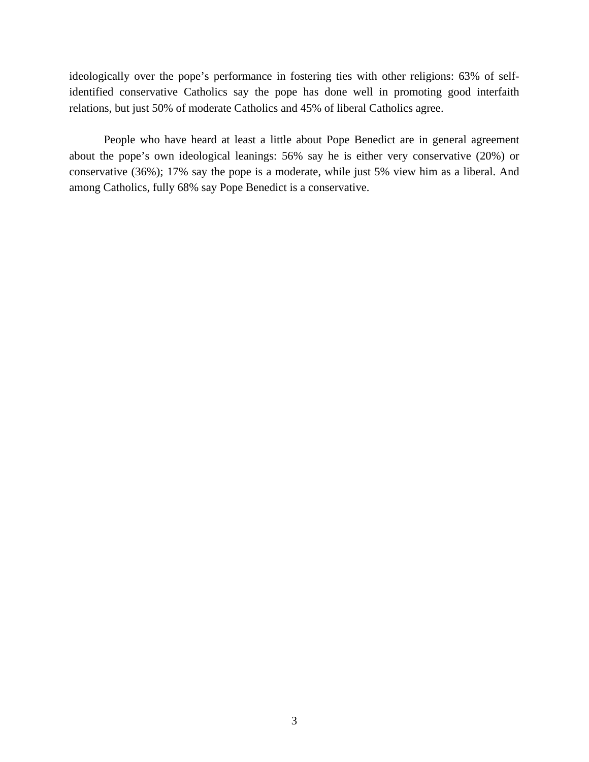ideologically over the pope's performance in fostering ties with other religions: 63% of self-identified conservative Catholics say the pope has done well in promoting good interfaith relations, but just 50% of moderate Catholics and 45% of liberal Catholics agree.

People who have heard at least a little about Pope Benedict are in general agreement about the pope's own ideological leanings: 56% say he is either very conservative (20%) or conservative (36%); 17% say the pope is a moderate, while just 5% view him as a liberal. And among Catholics, fully 68% say Pope Benedict is a conservative.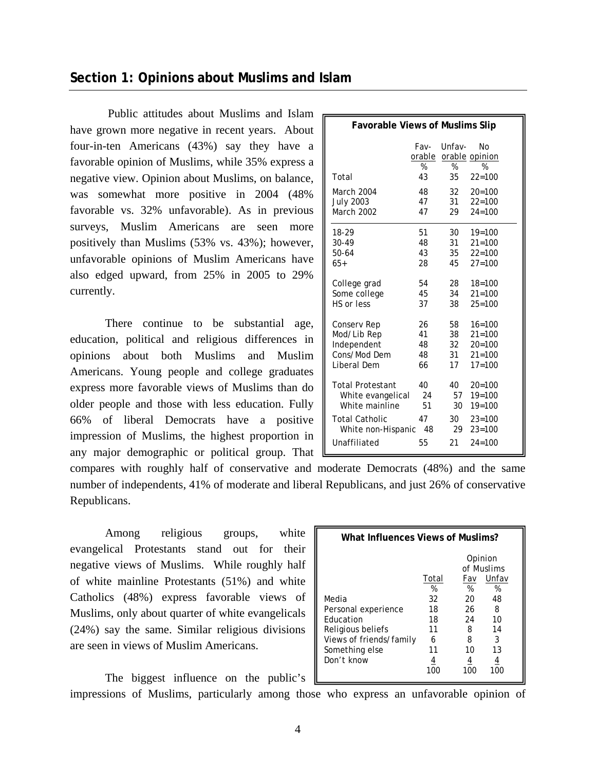## Section 1: Opinions about Muslims and Islam

Public attitudes about Muslims and Islam have grown more negative in recent years. About four-in-ten Americans (43%) say they have a favorable opinion of Muslims, while 35% express a negative view. Opinion about Muslims, on balance, was somewhat more positive in 2004 (48% favorable vs. 32% unfavorable). As in previous surveys, Muslim Americans are seen more positively than Muslims (53% vs. 43%); however, unfavorable opinions of Muslim Americans have also edged upward, from 25% in 2005 to 29% currently.

**Favorable Views of Muslims Slip**

| | Fav-orable | Unfav-orable | No opinion |
|---|---|---|---|
| | % | % | % |
| Total | 43 | 35 | 22=100 |
| March 2004 | 48 | 32 | 20=100 |
| July 2003 | 47 | 31 | 22=100 |
| March 2002 | 47 | 29 | 24=100 |
| 18-29 | 51 | 30 | 19=100 |
| 30-49 | 48 | 31 | 21=100 |
| 50-64 | 43 | 35 | 22=100 |
| 65+ | 28 | 45 | 27=100 |
| College grad | 54 | 28 | 18=100 |
| Some college | 45 | 34 | 21=100 |
| HS or less | 37 | 38 | 25=100 |
| Conserv Rep | 26 | 58 | 16=100 |
| Mod/Lib Rep | 41 | 38 | 21=100 |
| Independent | 48 | 32 | 20=100 |
| Cons/Mod Dem | 48 | 31 | 21=100 |
| Liberal Dem | 66 | 17 | 17=100 |
| Total Protestant | 40 | 40 | 20=100 |
| White evangelical | 24 | 57 | 19=100 |
| White mainline | 51 | 30 | 19=100 |
| Total Catholic | 47 | 30 | 23=100 |
| White non-Hispanic | 48 | 29 | 23=100 |
| Unaffiliated | 55 | 21 | 24=100 |

There continue to be substantial age, education, political and religious differences in opinions about both Muslims and Muslim Americans. Young people and college graduates express more favorable views of Muslims than do older people and those with less education. Fully 66% of liberal Democrats have a positive impression of Muslims, the highest proportion in any major demographic or political group. That compares with roughly half of conservative and moderate Democrats (48%) and the same number of independents, 41% of moderate and liberal Republicans, and just 26% of conservative Republicans.

Among religious groups, white evangelical Protestants stand out for their negative views of Muslims. While roughly half of white mainline Protestants (51%) and white Catholics (48%) express favorable views of Muslims, only about quarter of white evangelicals (24%) say the same. Similar religious divisions are seen in views of Muslim Americans.

**What Influences Views of Muslims?**

| | Total | Opinion of Muslims | |
|---|---|---|---|
| | | Fav | Unfav |
| | % | % | % |
| Media | 32 | 20 | 48 |
| Personal experience | 18 | 26 | 8 |
| Education | 18 | 24 | 10 |
| Religious beliefs | 11 | 8 | 14 |
| Views of friends/family | 6 | 8 | 3 |
| Something else | 11 | 10 | 13 |
| Don't know | 4 | 4 | 4 |
| | 100 | 100 | 100 |

The biggest influence on the public's impressions of Muslims, particularly among those who express an unfavorable opinion of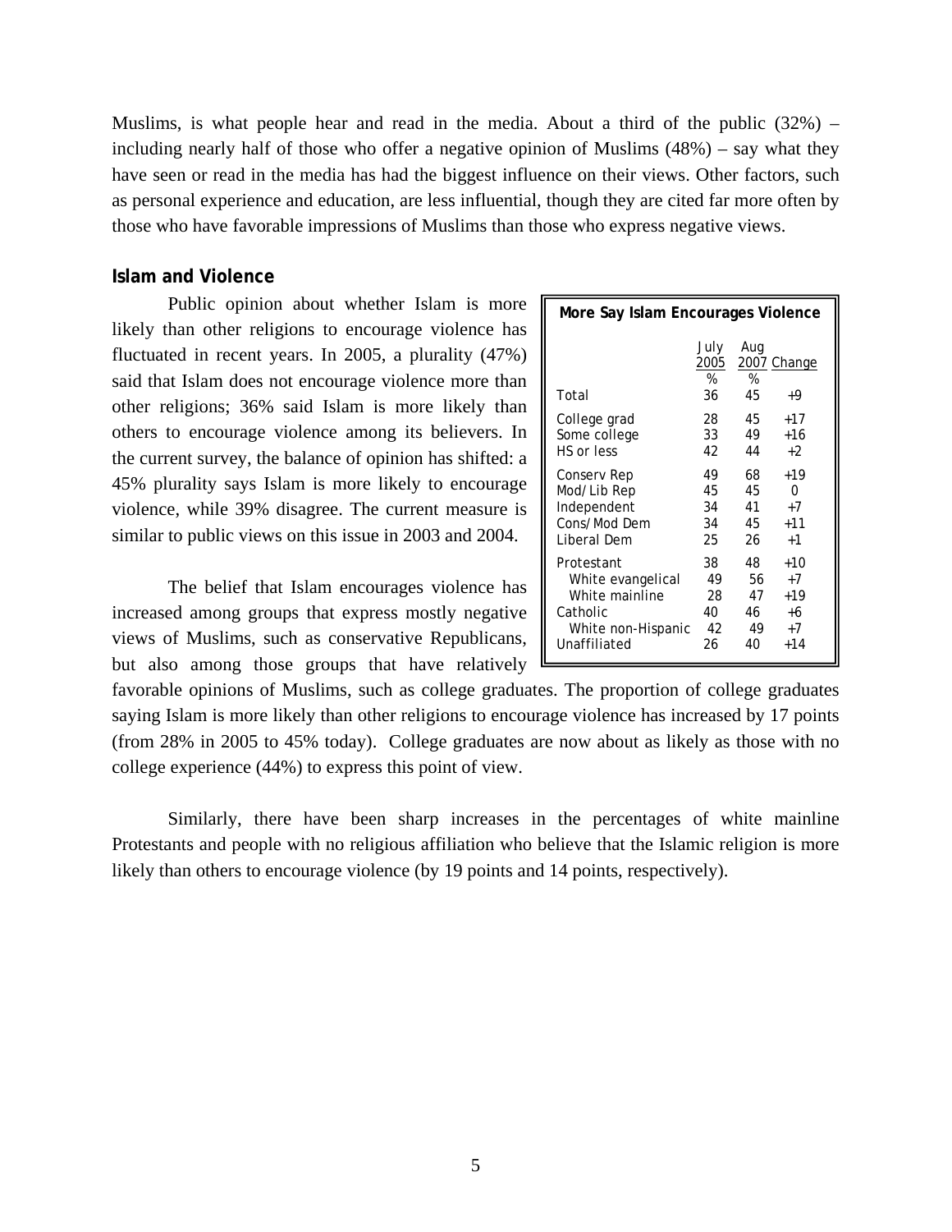Muslims, is what people hear and read in the media. About a third of the public (32%) – including nearly half of those who offer a negative opinion of Muslims (48%) – say what they have seen or read in the media has had the biggest influence on their views. Other factors, such as personal experience and education, are less influential, though they are cited far more often by those who have favorable impressions of Muslims than those who express negative views.

**Islam and Violence**

Public opinion about whether Islam is more likely than other religions to encourage violence has fluctuated in recent years. In 2005, a plurality (47%) said that Islam does not encourage violence more than other religions; 36% said Islam is more likely than others to encourage violence among its believers. In the current survey, the balance of opinion has shifted: a 45% plurality says Islam is more likely to encourage violence, while 39% disagree. The current measure is similar to public views on this issue in 2003 and 2004.

**More Say Islam Encourages Violence**

| | July 2005 | Aug 2007 | Change |
|---|---|---|---|
| | % | % | |
| Total | 36 | 45 | +9 |
| College grad | 28 | 45 | +17 |
| Some college | 33 | 49 | +16 |
| HS or less | 42 | 44 | +2 |
| Conserv Rep | 49 | 68 | +19 |
| Mod/Lib Rep | 45 | 45 | 0 |
| Independent | 34 | 41 | +7 |
| Cons/Mod Dem | 34 | 45 | +11 |
| Liberal Dem | 25 | 26 | +1 |
| Protestant | 38 | 48 | +10 |
| White evangelical | 49 | 56 | +7 |
| White mainline | 28 | 47 | +19 |
| Catholic | 40 | 46 | +6 |
| White non-Hispanic | 42 | 49 | +7 |
| Unaffiliated | 26 | 40 | +14 |

The belief that Islam encourages violence has increased among groups that express mostly negative views of Muslims, such as conservative Republicans, but also among those groups that have relatively favorable opinions of Muslims, such as college graduates. The proportion of college graduates saying Islam is more likely than other religions to encourage violence has increased by 17 points (from 28% in 2005 to 45% today). College graduates are now about as likely as those with no college experience (44%) to express this point of view.

Similarly, there have been sharp increases in the percentages of white mainline Protestants and people with no religious affiliation who believe that the Islamic religion is more likely than others to encourage violence (by 19 points and 14 points, respectively).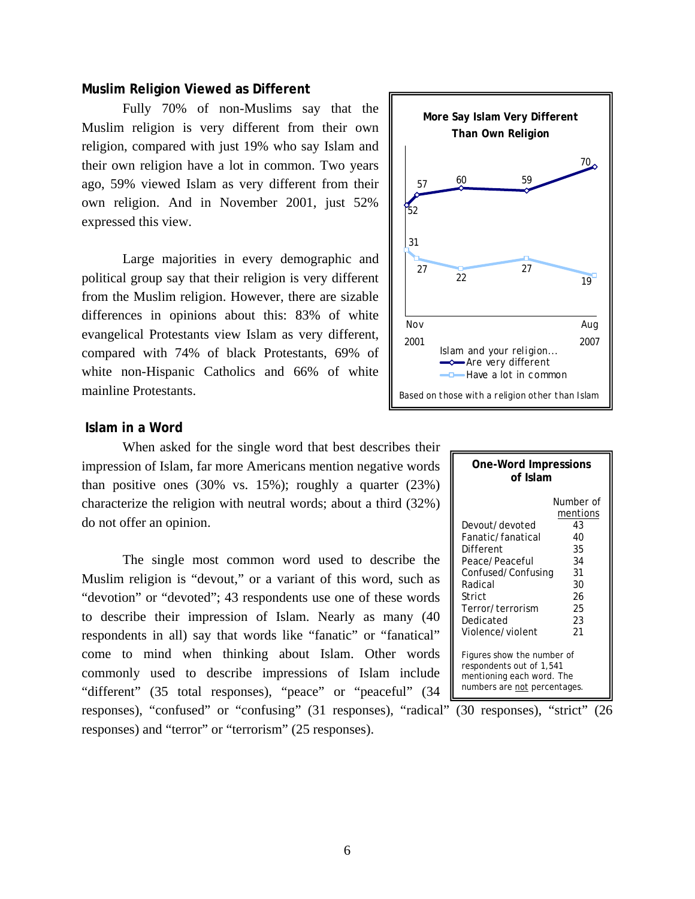## Muslim Religion Viewed as Different

Fully 70% of non-Muslims say that the Muslim religion is very different from their own religion, compared with just 19% who say Islam and their own religion have a lot in common. Two years ago, 59% viewed Islam as very different from their own religion. And in November 2001, just 52% expressed this view.

Large majorities in every demographic and political group say that their religion is very different from the Muslim religion. However, there are sizable differences in opinions about this: 83% of white evangelical Protestants view Islam as very different, compared with 74% of black Protestants, 69% of white non-Hispanic Catholics and 66% of white mainline Protestants.

**More Say Islam Very Different Than Own Religion**

| Islam and your religion... | Nov 2001 | | | | Aug 2007 |
|---|---|---|---|---|---|
| Are very different | 52 | 57 | 60 | 59 | 70 |
| Have a lot in common | 31 | 27 | 22 | 27 | 19 |

Based on those with a religion other than Islam

## Islam in a Word

When asked for the single word that best describes their impression of Islam, far more Americans mention negative words than positive ones (30% vs. 15%); roughly a quarter (23%) characterize the religion with neutral words; about a third (32%) do not offer an opinion.

The single most common word used to describe the Muslim religion is "devout," or a variant of this word, such as "devotion" or "devoted"; 43 respondents use one of these words to describe their impression of Islam. Nearly as many (40 respondents in all) say that words like "fanatic" or "fanatical" come to mind when thinking about Islam. Other words commonly used to describe impressions of Islam include "different" (35 total responses), "peace" or "peaceful" (34 responses), "confused" or "confusing" (31 responses), "radical" (30 responses), "strict" (26 responses) and "terror" or "terrorism" (25 responses).

**One-Word Impressions of Islam**

| | Number of mentions |
|---|---|
| Devout/devoted | 43 |
| Fanatic/fanatical | 40 |
| Different | 35 |
| Peace/Peaceful | 34 |
| Confused/Confusing | 31 |
| Radical | 30 |
| Strict | 26 |
| Terror/terrorism | 25 |
| Dedicated | 23 |
| Violence/violent | 21 |

Figures show the number of respondents out of 1,541 mentioning each word. The numbers are not percentages.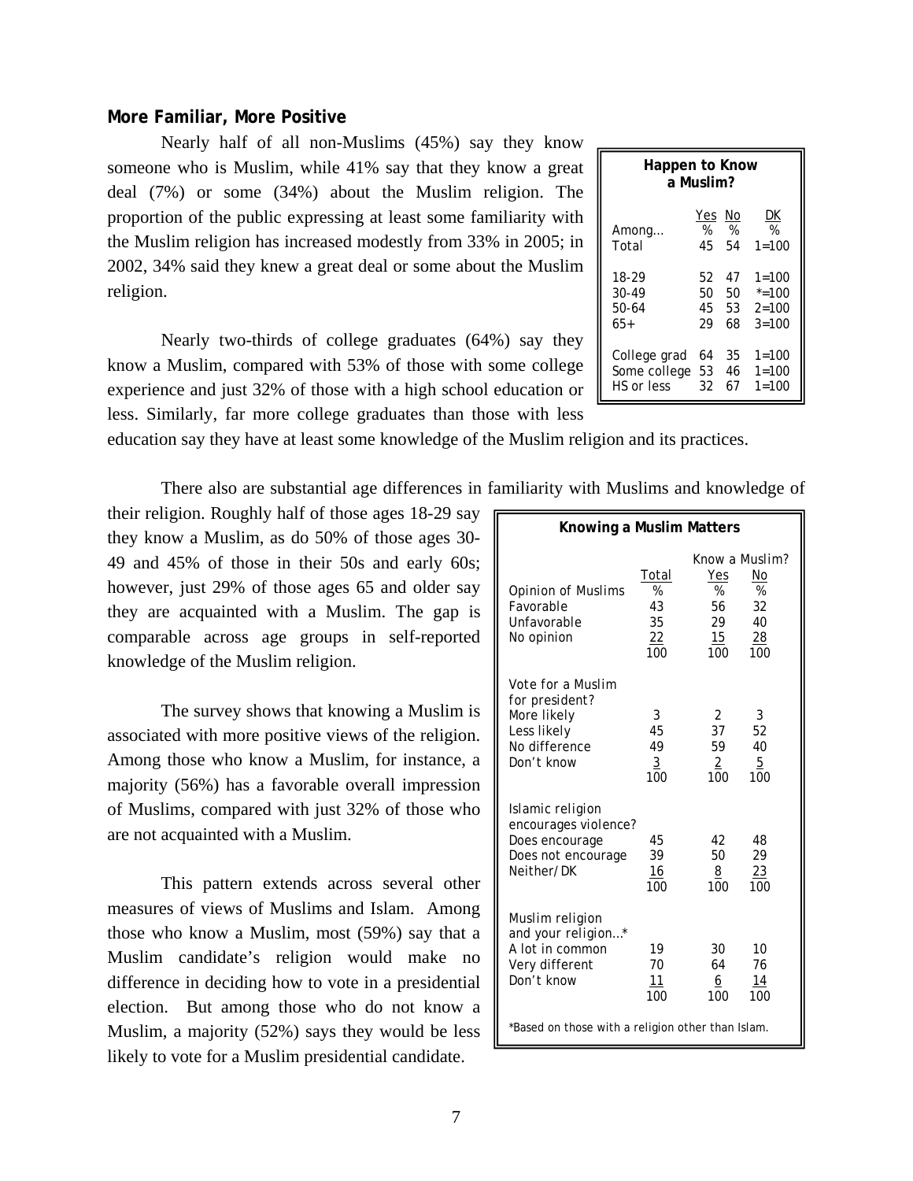**More Familiar, More Positive**

Nearly half of all non-Muslims (45%) say they know someone who is Muslim, while 41% say that they know a great deal (7%) or some (34%) about the Muslim religion. The proportion of the public expressing at least some familiarity with the Muslim religion has increased modestly from 33% in 2005; in 2002, 34% said they knew a great deal or some about the Muslim religion.

| **Happen to Know a Muslim?** | | | |
|---|---|---|---|
| | Yes | No | DK |
| Among… | % | % | % |
| Total | 45 | 54 | 1=100 |
| 18-29 | 52 | 47 | 1=100 |
| 30-49 | 50 | 50 | *=100 |
| 50-64 | 45 | 53 | 2=100 |
| 65+ | 29 | 68 | 3=100 |
| College grad | 64 | 35 | 1=100 |
| Some college | 53 | 46 | 1=100 |
| HS or less | 32 | 67 | 1=100 |

Nearly two-thirds of college graduates (64%) say they know a Muslim, compared with 53% of those with some college experience and just 32% of those with a high school education or less. Similarly, far more college graduates than those with less education say they have at least some knowledge of the Muslim religion and its practices.

There also are substantial age differences in familiarity with Muslims and knowledge of their religion. Roughly half of those ages 18-29 say they know a Muslim, as do 50% of those ages 30-49 and 45% of those in their 50s and early 60s; however, just 29% of those ages 65 and older say they are acquainted with a Muslim. The gap is comparable across age groups in self-reported knowledge of the Muslim religion.

The survey shows that knowing a Muslim is associated with more positive views of the religion. Among those who know a Muslim, for instance, a majority (56%) has a favorable overall impression of Muslims, compared with just 32% of those who are not acquainted with a Muslim.

This pattern extends across several other measures of views of Muslims and Islam. Among those who know a Muslim, most (59%) say that a Muslim candidate's religion would make no difference in deciding how to vote in a presidential election. But among those who do not know a Muslim, a majority (52%) says they would be less likely to vote for a Muslim presidential candidate.

| **Knowing a Muslim Matters** | | | |
|---|---|---|---|
| | | Know a Muslim? | |
| | Total | Yes | No |
| Opinion of Muslims | % | % | % |
| Favorable | 43 | 56 | 32 |
| Unfavorable | 35 | 29 | 40 |
| No opinion | 22 | 15 | 28 |
| | 100 | 100 | 100 |
| Vote for a Muslim for president? | | | |
| More likely | 3 | 2 | 3 |
| Less likely | 45 | 37 | 52 |
| No difference | 49 | 59 | 40 |
| Don't know | 3 | 2 | 5 |
| | 100 | 100 | 100 |
| Islamic religion encourages violence? | | | |
| Does encourage | 45 | 42 | 48 |
| Does not encourage | 39 | 50 | 29 |
| Neither/DK | 16 | 8 | 23 |
| | 100 | 100 | 100 |
| Muslim religion and your religion…* | | | |
| A lot in common | 19 | 30 | 10 |
| Very different | 70 | 64 | 76 |
| Don't know | 11 | 6 | 14 |
| | 100 | 100 | 100 |

*Based on those with a religion other than Islam.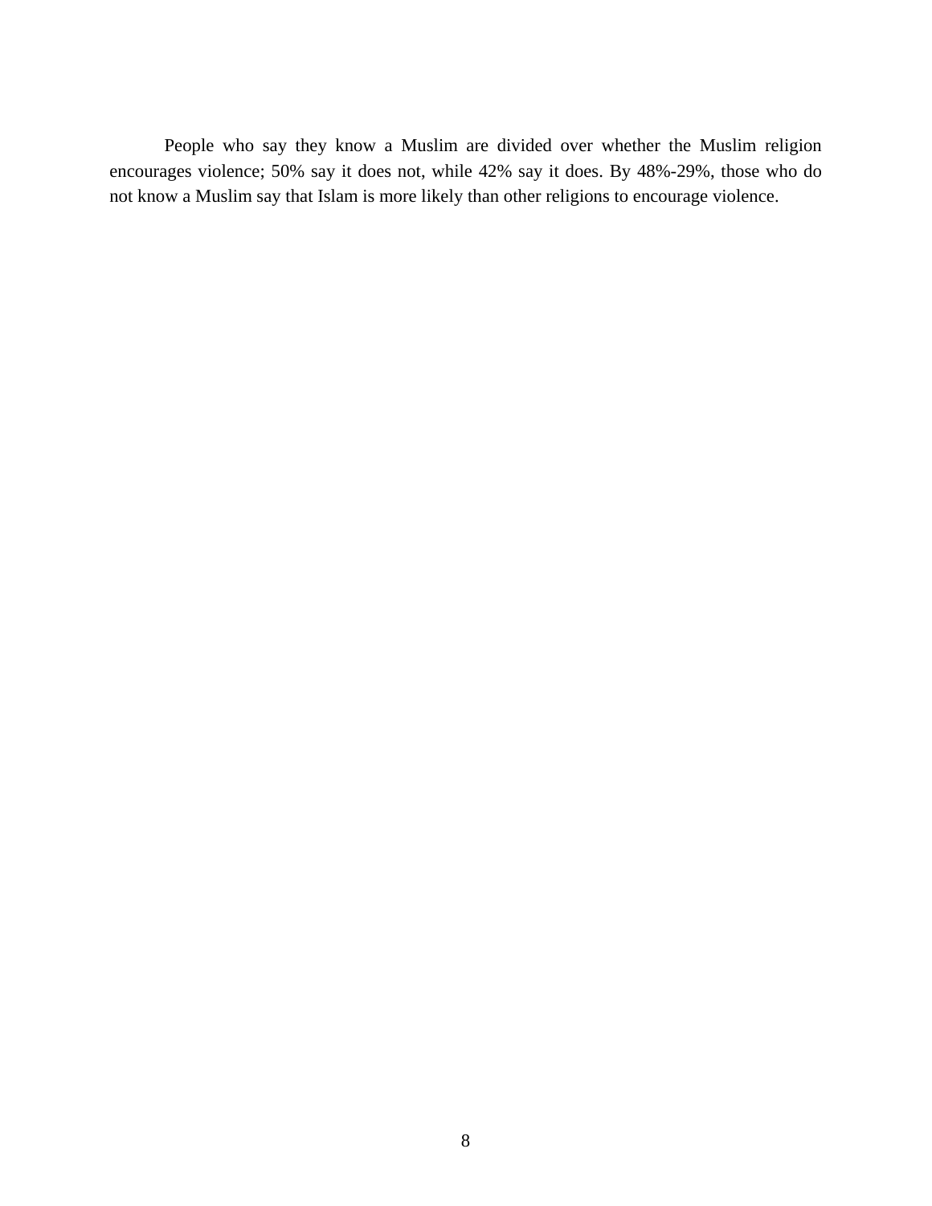People who say they know a Muslim are divided over whether the Muslim religion encourages violence; 50% say it does not, while 42% say it does. By 48%-29%, those who do not know a Muslim say that Islam is more likely than other religions to encourage violence.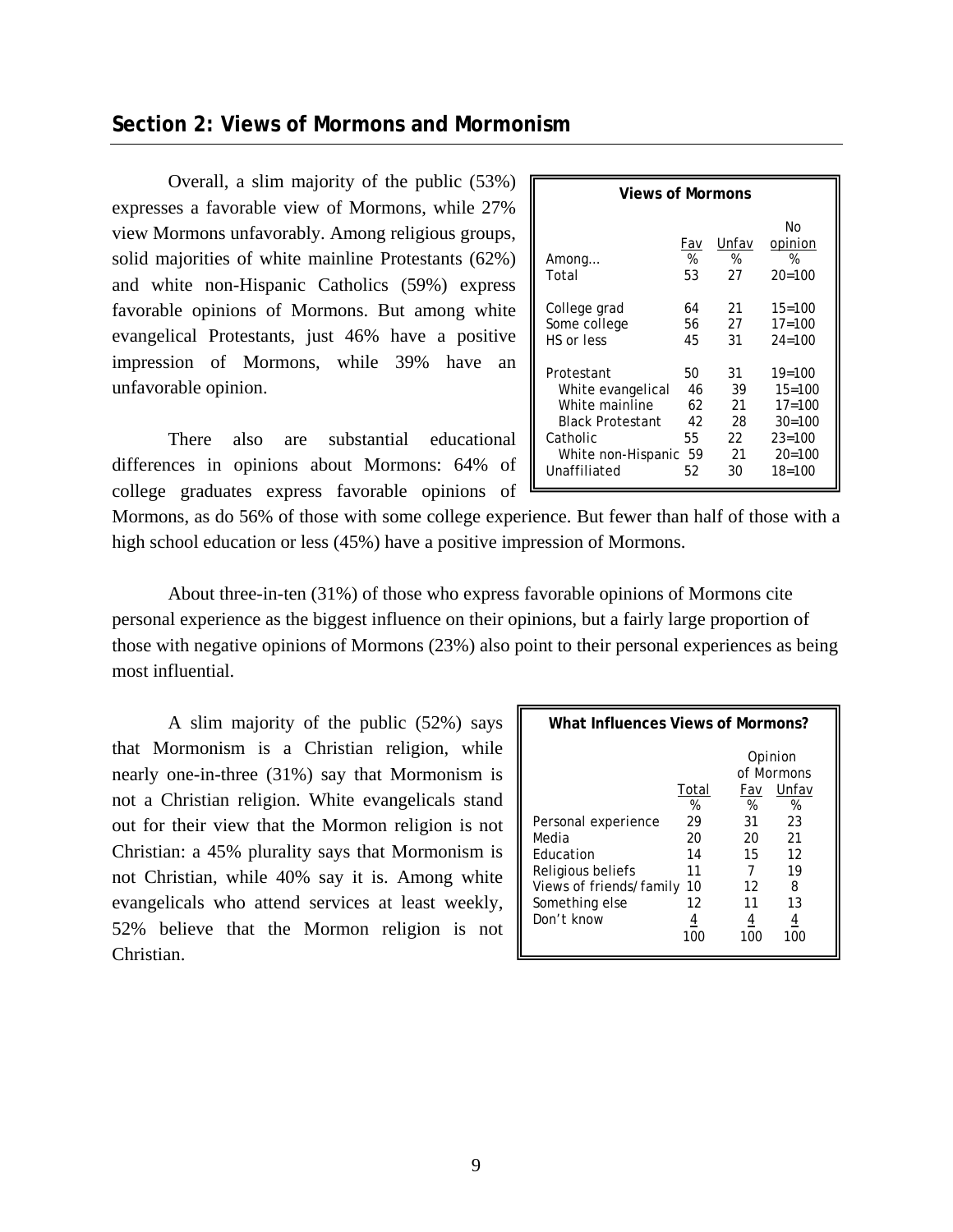## Section 2: Views of Mormons and Mormonism

Overall, a slim majority of the public (53%) expresses a favorable view of Mormons, while 27% view Mormons unfavorably. Among religious groups, solid majorities of white mainline Protestants (62%) and white non-Hispanic Catholics (59%) express favorable opinions of Mormons. But among white evangelical Protestants, just 46% have a positive impression of Mormons, while 39% have an unfavorable opinion.

| Views of Mormons | | | |
|---|---|---|---|
| | Fav | Unfav | No opinion |
| Among… | % | % | % |
| Total | 53 | 27 | 20=100 |
| College grad | 64 | 21 | 15=100 |
| Some college | 56 | 27 | 17=100 |
| HS or less | 45 | 31 | 24=100 |
| Protestant | 50 | 31 | 19=100 |
| White evangelical | 46 | 39 | 15=100 |
| White mainline | 62 | 21 | 17=100 |
| Black Protestant | 42 | 28 | 30=100 |
| Catholic | 55 | 22 | 23=100 |
| White non-Hispanic | 59 | 21 | 20=100 |
| Unaffiliated | 52 | 30 | 18=100 |

There also are substantial educational differences in opinions about Mormons: 64% of college graduates express favorable opinions of Mormons, as do 56% of those with some college experience. But fewer than half of those with a high school education or less (45%) have a positive impression of Mormons.

About three-in-ten (31%) of those who express favorable opinions of Mormons cite personal experience as the biggest influence on their opinions, but a fairly large proportion of those with negative opinions of Mormons (23%) also point to their personal experiences as being most influential.

A slim majority of the public (52%) says that Mormonism is a Christian religion, while nearly one-in-three (31%) say that Mormonism is not a Christian religion. White evangelicals stand out for their view that the Mormon religion is not Christian: a 45% plurality says that Mormonism is not Christian, while 40% say it is. Among white evangelicals who attend services at least weekly, 52% believe that the Mormon religion is not Christian.

| What Influences Views of Mormons? | | | |
|---|---|---|---|
| | | Opinion of Mormons | |
| | Total | Fav | Unfav |
| | % | % | % |
| Personal experience | 29 | 31 | 23 |
| Media | 20 | 20 | 21 |
| Education | 14 | 15 | 12 |
| Religious beliefs | 11 | 7 | 19 |
| Views of friends/family | 10 | 12 | 8 |
| Something else | 12 | 11 | 13 |
| Don't know | 4 | 4 | 4 |
| | 100 | 100 | 100 |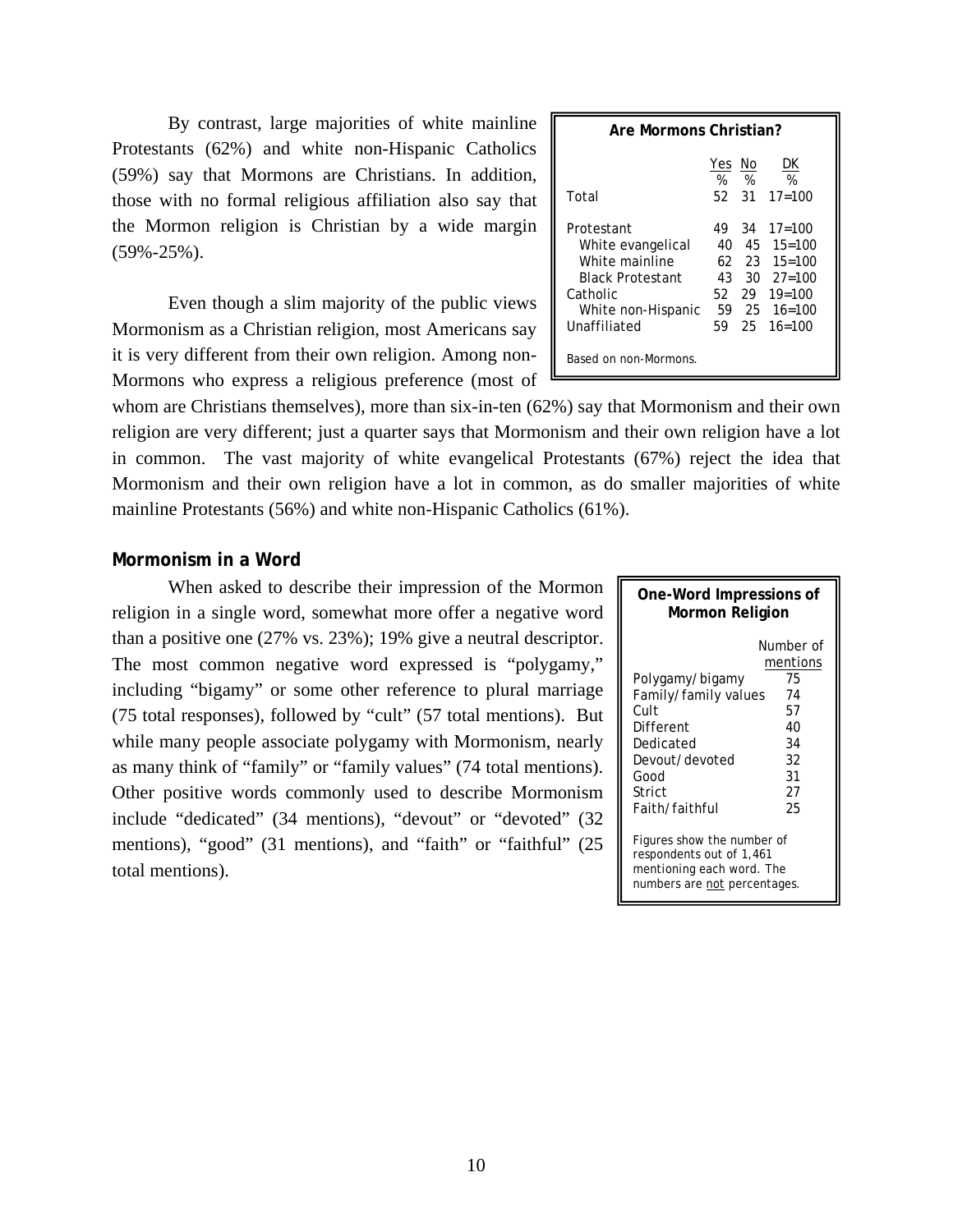By contrast, large majorities of white mainline Protestants (62%) and white non-Hispanic Catholics (59%) say that Mormons are Christians. In addition, those with no formal religious affiliation also say that the Mormon religion is Christian by a wide margin (59%-25%).

**Are Mormons Christian?**

| | Yes<br>% | No<br>% | DK<br>% |
|---|---|---|---|
| Total | 52 | 31 | 17=100 |
| Protestant | 49 | 34 | 17=100 |
| White evangelical | 40 | 45 | 15=100 |
| White mainline | 62 | 23 | 15=100 |
| Black Protestant | 43 | 30 | 27=100 |
| Catholic | 52 | 29 | 19=100 |
| White non-Hispanic | 59 | 25 | 16=100 |
| Unaffiliated | 59 | 25 | 16=100 |

Based on non-Mormons.

Even though a slim majority of the public views Mormonism as a Christian religion, most Americans say it is very different from their own religion. Among non-Mormons who express a religious preference (most of whom are Christians themselves), more than six-in-ten (62%) say that Mormonism and their own religion are very different; just a quarter says that Mormonism and their own religion have a lot in common. The vast majority of white evangelical Protestants (67%) reject the idea that Mormonism and their own religion have a lot in common, as do smaller majorities of white mainline Protestants (56%) and white non-Hispanic Catholics (61%).

**Mormonism in a Word**

When asked to describe their impression of the Mormon religion in a single word, somewhat more offer a negative word than a positive one (27% vs. 23%); 19% give a neutral descriptor. The most common negative word expressed is "polygamy," including "bigamy" or some other reference to plural marriage (75 total responses), followed by "cult" (57 total mentions). But while many people associate polygamy with Mormonism, nearly as many think of "family" or "family values" (74 total mentions). Other positive words commonly used to describe Mormonism include "dedicated" (34 mentions), "devout" or "devoted" (32 mentions), "good" (31 mentions), and "faith" or "faithful" (25 total mentions).

**One-Word Impressions of Mormon Religion**

| | Number of mentions |
|---|---|
| Polygamy/bigamy | 75 |
| Family/family values | 74 |
| Cult | 57 |
| Different | 40 |
| Dedicated | 34 |
| Devout/devoted | 32 |
| Good | 31 |
| Strict | 27 |
| Faith/faithful | 25 |

Figures show the number of respondents out of 1,461 mentioning each word. The numbers are not percentages.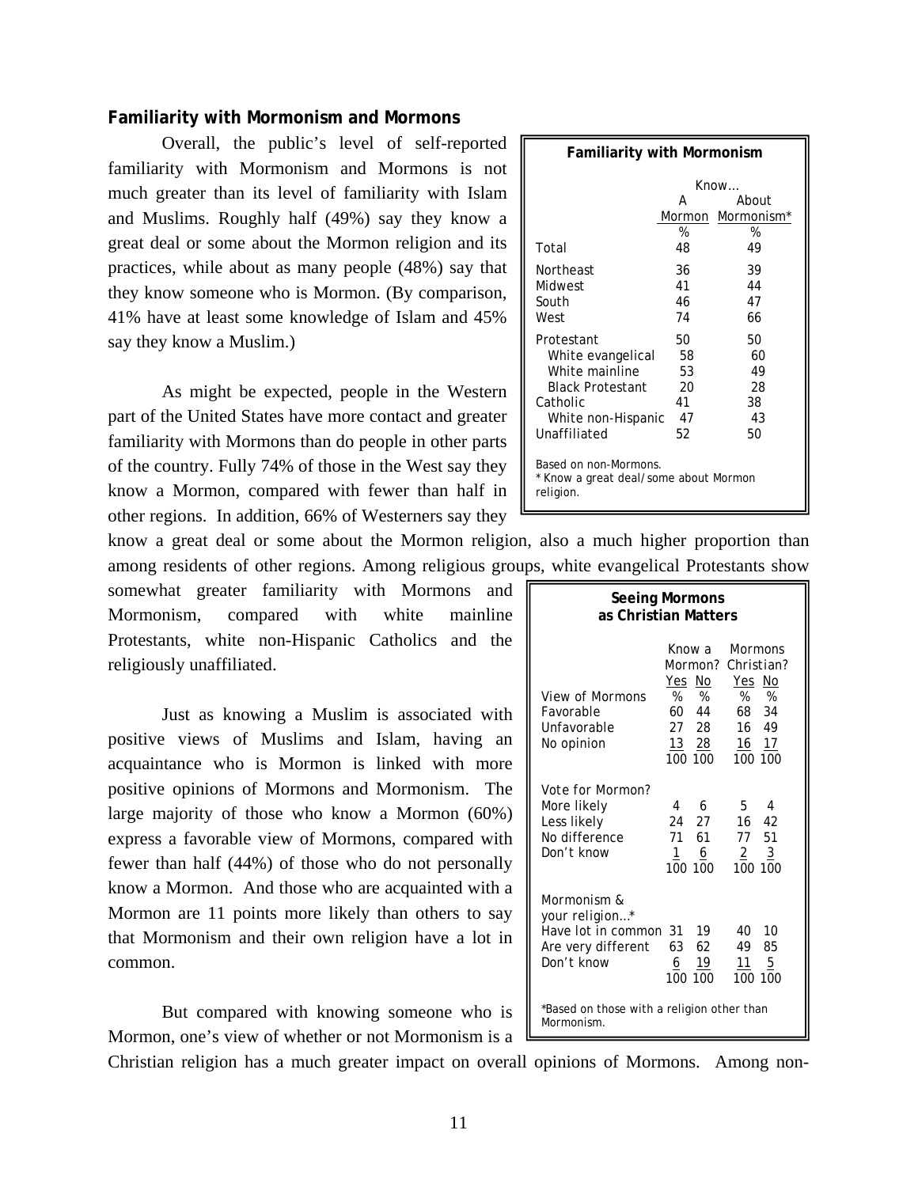### Familiarity with Mormonism and Mormons

Overall, the public's level of self-reported familiarity with Mormonism and Mormons is not much greater than its level of familiarity with Islam and Muslims. Roughly half (49%) say they know a great deal or some about the Mormon religion and its practices, while about as many people (48%) say that they know someone who is Mormon. (By comparison, 41% have at least some knowledge of Islam and 45% say they know a Muslim.)

**Familiarity with Mormonism**

| | Know... A Mormon | About Mormonism* |
|---|---|---|
| | % | % |
| Total | 48 | 49 |
| Northeast | 36 | 39 |
| Midwest | 41 | 44 |
| South | 46 | 47 |
| West | 74 | 66 |
| Protestant | 50 | 50 |
| White evangelical | 58 | 60 |
| White mainline | 53 | 49 |
| Black Protestant | 20 | 28 |
| Catholic | 41 | 38 |
| White non-Hispanic | 47 | 43 |
| Unaffiliated | 52 | 50 |

Based on non-Mormons.
* Know a great deal/some about Mormon religion.

As might be expected, people in the Western part of the United States have more contact and greater familiarity with Mormons than do people in other parts of the country. Fully 74% of those in the West say they know a Mormon, compared with fewer than half in other regions. In addition, 66% of Westerners say they know a great deal or some about the Mormon religion, also a much higher proportion than among residents of other regions. Among religious groups, white evangelical Protestants show somewhat greater familiarity with Mormons and Mormonism, compared with white mainline Protestants, white non-Hispanic Catholics and the religiously unaffiliated.

Just as knowing a Muslim is associated with positive views of Muslims and Islam, having an acquaintance who is Mormon is linked with more positive opinions of Mormons and Mormonism. The large majority of those who know a Mormon (60%) express a favorable view of Mormons, compared with fewer than half (44%) of those who do not personally know a Mormon. And those who are acquainted with a Mormon are 11 points more likely than others to say that Mormonism and their own religion have a lot in common.

**Seeing Mormons as Christian Matters**

| | Know a Mormon? Yes | No | Mormons Christian? Yes | No |
|---|---|---|---|---|
| View of Mormons | % | % | % | % |
| Favorable | 60 | 44 | 68 | 34 |
| Unfavorable | 27 | 28 | 16 | 49 |
| No opinion | 13 | 28 | 16 | 17 |
| | 100 | 100 | 100 | 100 |
| Vote for Mormon? | | | | |
| More likely | 4 | 6 | 5 | 4 |
| Less likely | 24 | 27 | 16 | 42 |
| No difference | 71 | 61 | 77 | 51 |
| Don't know | 1 | 6 | 2 | 3 |
| | 100 | 100 | 100 | 100 |
| Mormonism & your religion...* | | | | |
| Have lot in common | 31 | 19 | 40 | 10 |
| Are very different | 63 | 62 | 49 | 85 |
| Don't know | 6 | 19 | 11 | 5 |
| | 100 | 100 | 100 | 100 |

*Based on those with a religion other than Mormonism.

But compared with knowing someone who is Mormon, one's view of whether or not Mormonism is a Christian religion has a much greater impact on overall opinions of Mormons. Among non-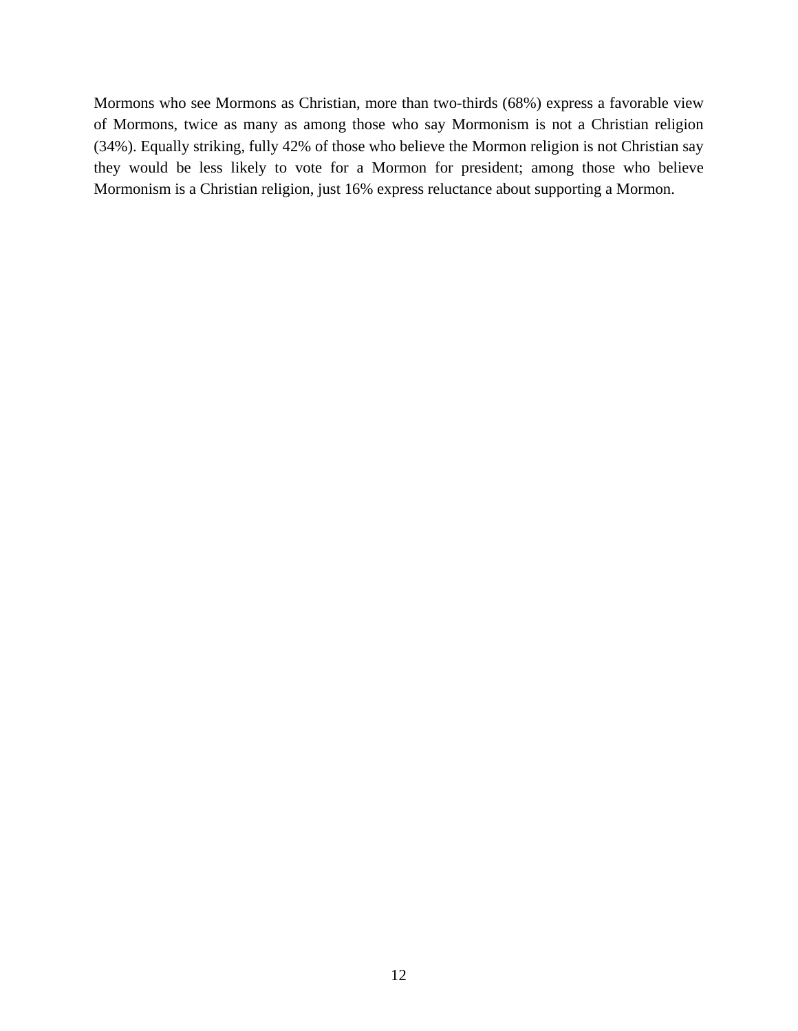Mormons who see Mormons as Christian, more than two-thirds (68%) express a favorable view of Mormons, twice as many as among those who say Mormonism is not a Christian religion (34%). Equally striking, fully 42% of those who believe the Mormon religion is not Christian say they would be less likely to vote for a Mormon for president; among those who believe Mormonism is a Christian religion, just 16% express reluctance about supporting a Mormon.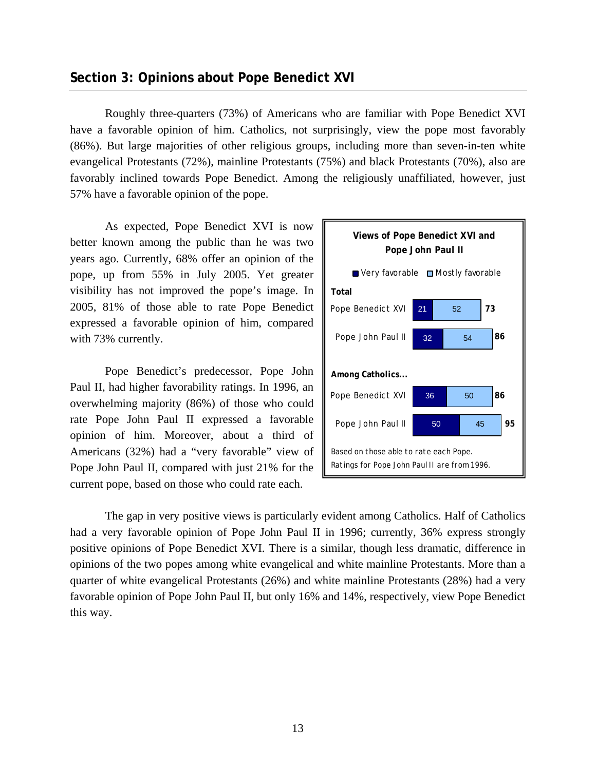## Section 3: Opinions about Pope Benedict XVI

Roughly three-quarters (73%) of Americans who are familiar with Pope Benedict XVI have a favorable opinion of him. Catholics, not surprisingly, view the pope most favorably (86%). But large majorities of other religious groups, including more than seven-in-ten white evangelical Protestants (72%), mainline Protestants (75%) and black Protestants (70%), also are favorably inclined towards Pope Benedict. Among the religiously unaffiliated, however, just 57% have a favorable opinion of the pope.

As expected, Pope Benedict XVI is now better known among the public than he was two years ago. Currently, 68% offer an opinion of the pope, up from 55% in July 2005. Yet greater visibility has not improved the pope's image. In 2005, 81% of those able to rate Pope Benedict expressed a favorable opinion of him, compared with 73% currently.

Pope Benedict's predecessor, Pope John Paul II, had higher favorability ratings. In 1996, an overwhelming majority (86%) of those who could rate Pope John Paul II expressed a favorable opinion of him. Moreover, about a third of Americans (32%) had a "very favorable" view of Pope John Paul II, compared with just 21% for the current pope, based on those who could rate each.

**Views of Pope Benedict XVI and Pope John Paul II**

| | Very favorable | Mostly favorable | Total |
|---|---|---|---|
| **Total** | | | |
| Pope Benedict XVI | 21 | 52 | 73 |
| Pope John Paul II | 32 | 54 | 86 |
| **Among Catholics...** | | | |
| Pope Benedict XVI | 36 | 50 | 86 |
| Pope John Paul II | 50 | 45 | 95 |

Based on those able to rate each Pope.
Ratings for Pope John Paul II are from 1996.

The gap in very positive views is particularly evident among Catholics. Half of Catholics had a very favorable opinion of Pope John Paul II in 1996; currently, 36% express strongly positive opinions of Pope Benedict XVI. There is a similar, though less dramatic, difference in opinions of the two popes among white evangelical and white mainline Protestants. More than a quarter of white evangelical Protestants (26%) and white mainline Protestants (28%) had a very favorable opinion of Pope John Paul II, but only 16% and 14%, respectively, view Pope Benedict this way.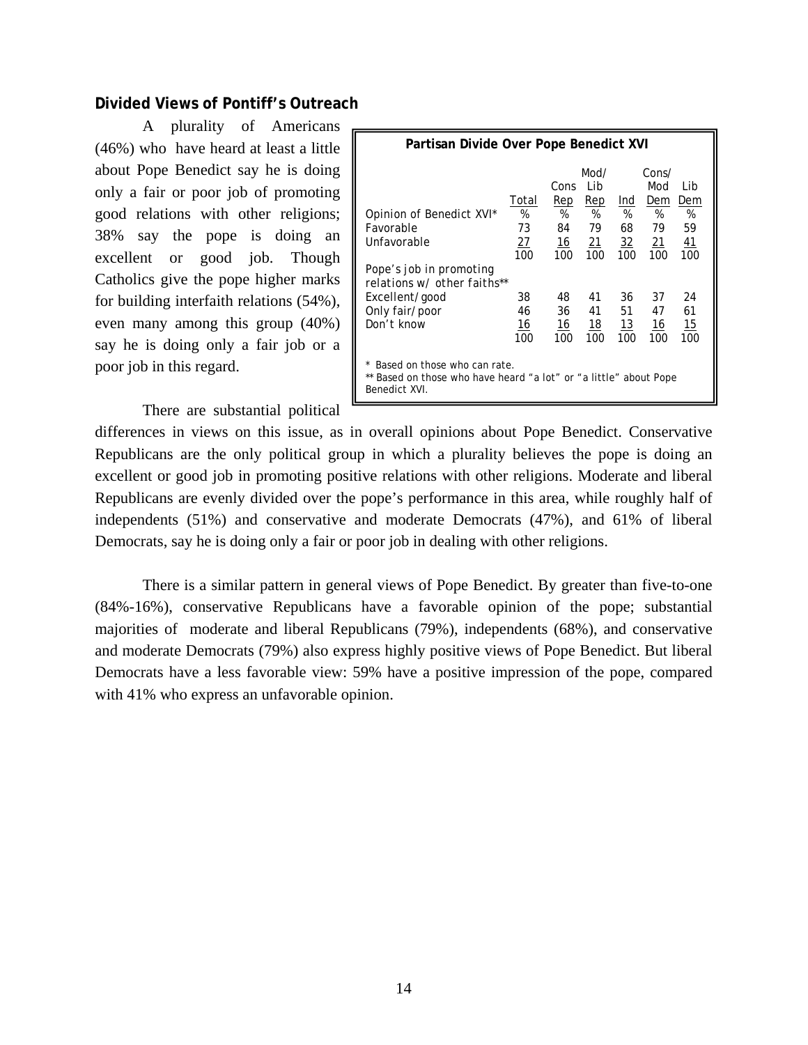### Divided Views of Pontiff's Outreach

A plurality of Americans (46%) who have heard at least a little about Pope Benedict say he is doing only a fair or poor job of promoting good relations with other religions; 38% say the pope is doing an excellent or good job. Though Catholics give the pope higher marks for building interfaith relations (54%), even many among this group (40%) say he is doing only a fair job or a poor job in this regard.

**Partisan Divide Over Pope Benedict XVI**

| | Total | Cons Rep | Mod/ Lib Rep | Ind | Cons/ Mod Dem | Lib Dem |
|---|---|---|---|---|---|---|
| Opinion of Benedict XVI* | % | % | % | % | % | % |
| Favorable | 73 | 84 | 79 | 68 | 79 | 59 |
| Unfavorable | 27 | 16 | 21 | 32 | 21 | 41 |
| | 100 | 100 | 100 | 100 | 100 | 100 |
| Pope's job in promoting relations w/ other faiths** | | | | | | |
| Excellent/good | 38 | 48 | 41 | 36 | 37 | 24 |
| Only fair/poor | 46 | 36 | 41 | 51 | 47 | 61 |
| Don't know | 16 | 16 | 18 | 13 | 16 | 15 |
| | 100 | 100 | 100 | 100 | 100 | 100 |

\* Based on those who can rate.
** Based on those who have heard "a lot" or "a little" about Pope Benedict XVI.

There are substantial political differences in views on this issue, as in overall opinions about Pope Benedict. Conservative Republicans are the only political group in which a plurality believes the pope is doing an excellent or good job in promoting positive relations with other religions. Moderate and liberal Republicans are evenly divided over the pope's performance in this area, while roughly half of independents (51%) and conservative and moderate Democrats (47%), and 61% of liberal Democrats, say he is doing only a fair or poor job in dealing with other religions.

There is a similar pattern in general views of Pope Benedict. By greater than five-to-one (84%-16%), conservative Republicans have a favorable opinion of the pope; substantial majorities of moderate and liberal Republicans (79%), independents (68%), and conservative and moderate Democrats (79%) also express highly positive views of Pope Benedict. But liberal Democrats have a less favorable view: 59% have a positive impression of the pope, compared with 41% who express an unfavorable opinion.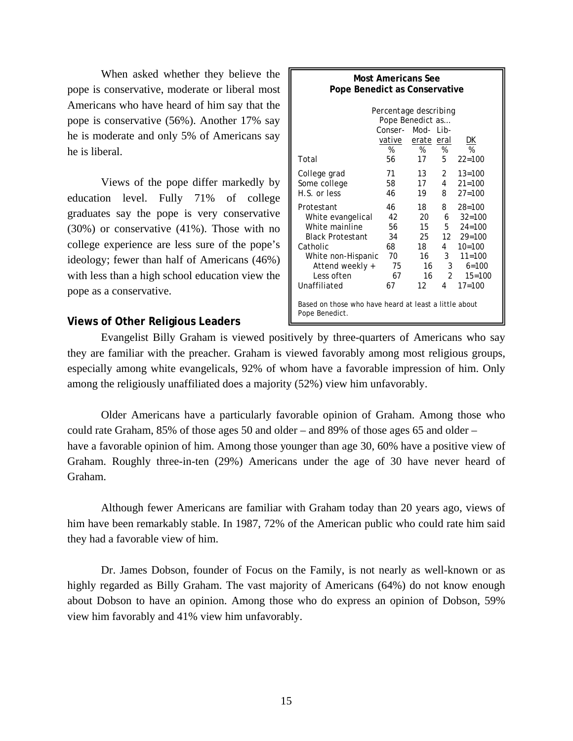When asked whether they believe the pope is conservative, moderate or liberal most Americans who have heard of him say that the pope is conservative (56%). Another 17% say he is moderate and only 5% of Americans say he is liberal.

Views of the pope differ markedly by education level. Fully 71% of college graduates say the pope is very conservative (30%) or conservative (41%). Those with no college experience are less sure of the pope's ideology; fewer than half of Americans (46%) with less than a high school education view the pope as a conservative.

**Most Americans See Pope Benedict as Conservative**

| | Percentage describing Pope Benedict as… | | | |
|---|---|---|---|---|
| | Conser-vative | Mod-erate | Lib-eral | DK |
| | % | % | % | % |
| Total | 56 | 17 | 5 | 22=100 |
| College grad | 71 | 13 | 2 | 13=100 |
| Some college | 58 | 17 | 4 | 21=100 |
| H.S. or less | 46 | 19 | 8 | 27=100 |
| Protestant | 46 | 18 | 8 | 28=100 |
| White evangelical | 42 | 20 | 6 | 32=100 |
| White mainline | 56 | 15 | 5 | 24=100 |
| Black Protestant | 34 | 25 | 12 | 29=100 |
| Catholic | 68 | 18 | 4 | 10=100 |
| White non-Hispanic | 70 | 16 | 3 | 11=100 |
| Attend weekly + | 75 | 16 | 3 | 6=100 |
| Less often | 67 | 16 | 2 | 15=100 |
| Unaffiliated | 67 | 12 | 4 | 17=100 |

Based on those who have heard at least a little about Pope Benedict.

### Views of Other Religious Leaders

Evangelist Billy Graham is viewed positively by three-quarters of Americans who say they are familiar with the preacher. Graham is viewed favorably among most religious groups, especially among white evangelicals, 92% of whom have a favorable impression of him. Only among the religiously unaffiliated does a majority (52%) view him unfavorably.

Older Americans have a particularly favorable opinion of Graham. Among those who could rate Graham, 85% of those ages 50 and older – and 89% of those ages 65 and older – have a favorable opinion of him. Among those younger than age 30, 60% have a positive view of Graham. Roughly three-in-ten (29%) Americans under the age of 30 have never heard of Graham.

Although fewer Americans are familiar with Graham today than 20 years ago, views of him have been remarkably stable. In 1987, 72% of the American public who could rate him said they had a favorable view of him.

Dr. James Dobson, founder of Focus on the Family, is not nearly as well-known or as highly regarded as Billy Graham. The vast majority of Americans (64%) do not know enough about Dobson to have an opinion. Among those who do express an opinion of Dobson, 59% view him favorably and 41% view him unfavorably.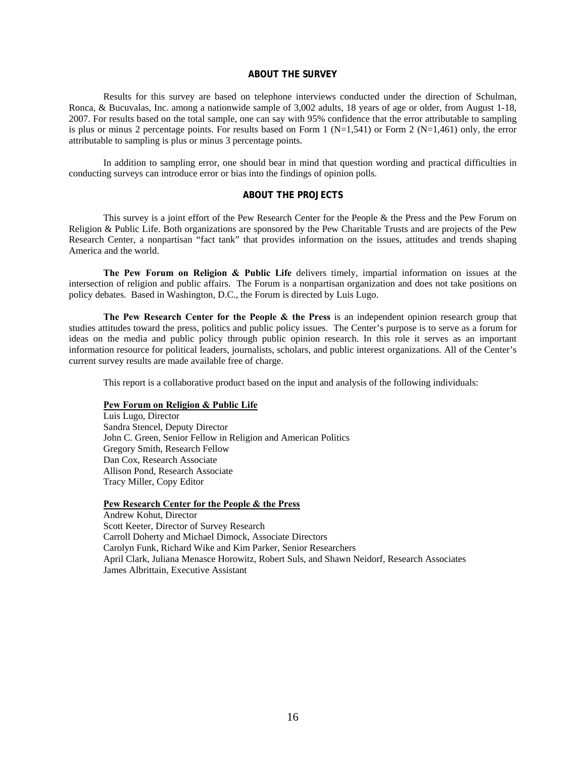## ABOUT THE SURVEY

Results for this survey are based on telephone interviews conducted under the direction of Schulman, Ronca, & Bucuvalas, Inc. among a nationwide sample of 3,002 adults, 18 years of age or older, from August 1-18, 2007. For results based on the total sample, one can say with 95% confidence that the error attributable to sampling is plus or minus 2 percentage points. For results based on Form 1 (N=1,541) or Form 2 (N=1,461) only, the error attributable to sampling is plus or minus 3 percentage points.

In addition to sampling error, one should bear in mind that question wording and practical difficulties in conducting surveys can introduce error or bias into the findings of opinion polls.

## ABOUT THE PROJECTS

This survey is a joint effort of the Pew Research Center for the People & the Press and the Pew Forum on Religion & Public Life. Both organizations are sponsored by the Pew Charitable Trusts and are projects of the Pew Research Center, a nonpartisan "fact tank" that provides information on the issues, attitudes and trends shaping America and the world.

**The Pew Forum on Religion & Public Life** delivers timely, impartial information on issues at the intersection of religion and public affairs. The Forum is a nonpartisan organization and does not take positions on policy debates. Based in Washington, D.C., the Forum is directed by Luis Lugo.

**The Pew Research Center for the People & the Press** is an independent opinion research group that studies attitudes toward the press, politics and public policy issues. The Center's purpose is to serve as a forum for ideas on the media and public policy through public opinion research. In this role it serves as an important information resource for political leaders, journalists, scholars, and public interest organizations. All of the Center's current survey results are made available free of charge.

This report is a collaborative product based on the input and analysis of the following individuals:

**Pew Forum on Religion & Public Life**
Luis Lugo, Director
Sandra Stencel, Deputy Director
John C. Green, Senior Fellow in Religion and American Politics
Gregory Smith, Research Fellow
Dan Cox, Research Associate
Allison Pond, Research Associate
Tracy Miller, Copy Editor

**Pew Research Center for the People & the Press**
Andrew Kohut, Director
Scott Keeter, Director of Survey Research
Carroll Doherty and Michael Dimock, Associate Directors
Carolyn Funk, Richard Wike and Kim Parker, Senior Researchers
April Clark, Juliana Menasce Horowitz, Robert Suls, and Shawn Neidorf, Research Associates
James Albrittain, Executive Assistant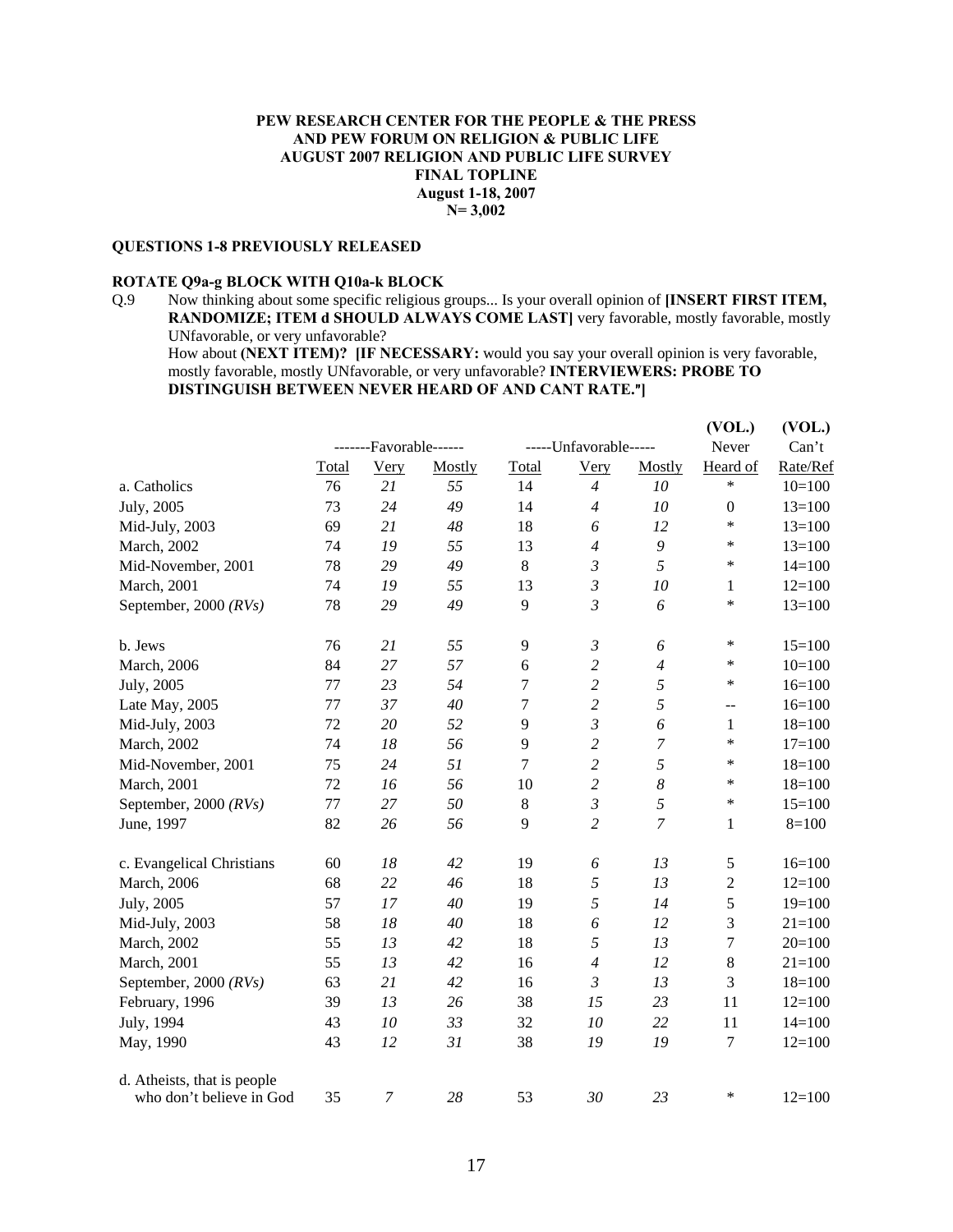**PEW RESEARCH CENTER FOR THE PEOPLE & THE PRESS**
**AND PEW FORUM ON RELIGION & PUBLIC LIFE**
**AUGUST 2007 RELIGION AND PUBLIC LIFE SURVEY**
**FINAL TOPLINE**
**August 1-18, 2007**
**N= 3,002**

**QUESTIONS 1-8 PREVIOUSLY RELEASED**

**ROTATE Q9a-g BLOCK WITH Q10a-k BLOCK**

Q.9 Now thinking about some specific religious groups... Is your overall opinion of **[INSERT FIRST ITEM, RANDOMIZE; ITEM d SHOULD ALWAYS COME LAST]** very favorable, mostly favorable, mostly UNfavorable, or very unfavorable?
How about **(NEXT ITEM)? [IF NECESSARY:** would you say your overall opinion is very favorable, mostly favorable, mostly UNfavorable, or very unfavorable? **INTERVIEWERS: PROBE TO DISTINGUISH BETWEEN NEVER HEARD OF AND CANT RATE."]**

| | -------Favorable------ | | | -----Unfavorable----- | | | (VOL.) Never | (VOL.) Can't |
|---|---|---|---|---|---|---|---|---|
| | Total | Very | Mostly | Total | Very | Mostly | Heard of | Rate/Ref |
| a. Catholics | 76 | *21* | *55* | 14 | *4* | *10* | * | 10=100 |
| July, 2005 | 73 | *24* | *49* | 14 | *4* | *10* | 0 | 13=100 |
| Mid-July, 2003 | 69 | *21* | *48* | 18 | *6* | *12* | * | 13=100 |
| March, 2002 | 74 | *19* | *55* | 13 | *4* | *9* | * | 13=100 |
| Mid-November, 2001 | 78 | *29* | *49* | 8 | *3* | *5* | * | 14=100 |
| March, 2001 | 74 | *19* | *55* | 13 | *3* | *10* | 1 | 12=100 |
| September, 2000 *(RVs)* | 78 | *29* | *49* | 9 | *3* | *6* | * | 13=100 |
| | | | | | | | | |
| b. Jews | 76 | *21* | *55* | 9 | *3* | *6* | * | 15=100 |
| March, 2006 | 84 | *27* | *57* | 6 | *2* | *4* | * | 10=100 |
| July, 2005 | 77 | *23* | *54* | 7 | *2* | *5* | * | 16=100 |
| Late May, 2005 | 77 | *37* | *40* | 7 | *2* | *5* | -- | 16=100 |
| Mid-July, 2003 | 72 | *20* | *52* | 9 | *3* | *6* | 1 | 18=100 |
| March, 2002 | 74 | *18* | *56* | 9 | *2* | *7* | * | 17=100 |
| Mid-November, 2001 | 75 | *24* | *51* | 7 | *2* | *5* | * | 18=100 |
| March, 2001 | 72 | *16* | *56* | 10 | *2* | *8* | * | 18=100 |
| September, 2000 *(RVs)* | 77 | *27* | *50* | 8 | *3* | *5* | * | 15=100 |
| June, 1997 | 82 | *26* | *56* | 9 | *2* | *7* | 1 | 8=100 |
| | | | | | | | | |
| c. Evangelical Christians | 60 | *18* | *42* | 19 | *6* | *13* | 5 | 16=100 |
| March, 2006 | 68 | *22* | *46* | 18 | *5* | *13* | 2 | 12=100 |
| July, 2005 | 57 | *17* | *40* | 19 | *5* | *14* | 5 | 19=100 |
| Mid-July, 2003 | 58 | *18* | *40* | 18 | *6* | *12* | 3 | 21=100 |
| March, 2002 | 55 | *13* | *42* | 18 | *5* | *13* | 7 | 20=100 |
| March, 2001 | 55 | *13* | *42* | 16 | *4* | *12* | 8 | 21=100 |
| September, 2000 *(RVs)* | 63 | *21* | *42* | 16 | *3* | *13* | 3 | 18=100 |
| February, 1996 | 39 | *13* | *26* | 38 | *15* | *23* | 11 | 12=100 |
| July, 1994 | 43 | *10* | *33* | 32 | *10* | *22* | 11 | 14=100 |
| May, 1990 | 43 | *12* | *31* | 38 | *19* | *19* | 7 | 12=100 |
| | | | | | | | | |
| d. Atheists, that is people who don't believe in God | 35 | *7* | *28* | 53 | *30* | *23* | * | 12=100 |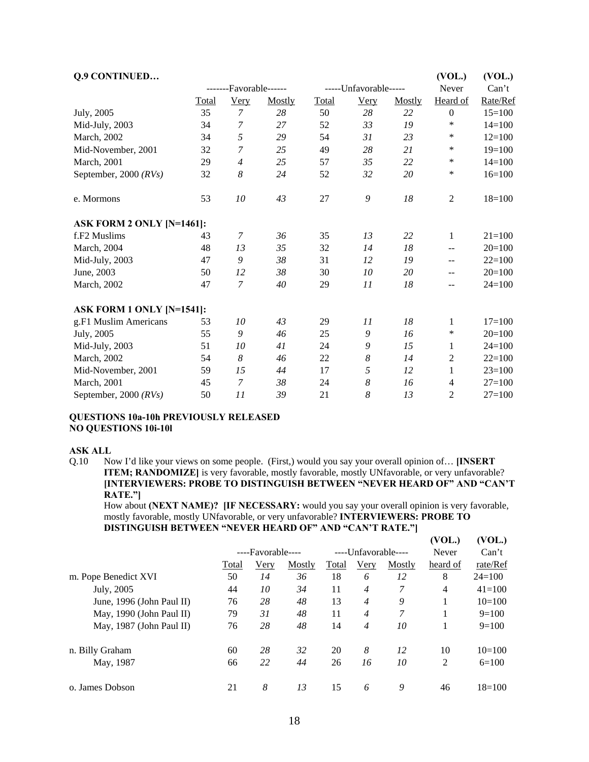**Q.9 CONTINUED…**

| | -------Favorable------ | | | -----Unfavorable----- | | | (VOL.) Never | (VOL.) Can't |
|---|---|---|---|---|---|---|---|---|
| | Total | Very | Mostly | Total | Very | Mostly | Heard of | Rate/Ref |
| July, 2005 | 35 | *7* | *28* | 50 | *28* | *22* | 0 | 15=100 |
| Mid-July, 2003 | 34 | *7* | *27* | 52 | *33* | *19* | * | 14=100 |
| March, 2002 | 34 | *5* | *29* | 54 | *31* | *23* | * | 12=100 |
| Mid-November, 2001 | 32 | *7* | *25* | 49 | *28* | *21* | * | 19=100 |
| March, 2001 | 29 | *4* | *25* | 57 | *35* | *22* | * | 14=100 |
| September, 2000 *(RVs)* | 32 | *8* | *24* | 52 | *32* | *20* | * | 16=100 |
| | | | | | | | | |
| e. Mormons | 53 | *10* | *43* | 27 | *9* | *18* | 2 | 18=100 |
| | | | | | | | | |
| **ASK FORM 2 ONLY [N=1461]:** | | | | | | | | |
| f.F2 Muslims | 43 | *7* | *36* | 35 | *13* | *22* | 1 | 21=100 |
| March, 2004 | 48 | *13* | *35* | 32 | *14* | *18* | -- | 20=100 |
| Mid-July, 2003 | 47 | *9* | *38* | 31 | *12* | *19* | -- | 22=100 |
| June, 2003 | 50 | *12* | *38* | 30 | *10* | *20* | -- | 20=100 |
| March, 2002 | 47 | *7* | *40* | 29 | *11* | *18* | -- | 24=100 |
| | | | | | | | | |
| **ASK FORM 1 ONLY [N=1541]:** | | | | | | | | |
| g.F1 Muslim Americans | 53 | *10* | *43* | 29 | *11* | *18* | 1 | 17=100 |
| July, 2005 | 55 | *9* | *46* | 25 | *9* | *16* | * | 20=100 |
| Mid-July, 2003 | 51 | *10* | *41* | 24 | *9* | *15* | 1 | 24=100 |
| March, 2002 | 54 | *8* | *46* | 22 | *8* | *14* | 2 | 22=100 |
| Mid-November, 2001 | 59 | *15* | *44* | 17 | *5* | *12* | 1 | 23=100 |
| March, 2001 | 45 | *7* | *38* | 24 | *8* | *16* | 4 | 27=100 |
| September, 2000 *(RVs)* | 50 | *11* | *39* | 21 | *8* | *13* | 2 | 27=100 |

**QUESTIONS 10a-10h PREVIOUSLY RELEASED**
**NO QUESTIONS 10i-10l**

**ASK ALL**

Q.10 Now I'd like your views on some people. (First,) would you say your overall opinion of… **[INSERT ITEM; RANDOMIZE]** is very favorable, mostly favorable, mostly UNfavorable, or very unfavorable? **[INTERVIEWERS: PROBE TO DISTINGUISH BETWEEN "NEVER HEARD OF" AND "CAN'T RATE."]**
How about **(NEXT NAME)? [IF NECESSARY:** would you say your overall opinion is very favorable, mostly favorable, mostly UNfavorable, or very unfavorable? **INTERVIEWERS: PROBE TO DISTINGUISH BETWEEN "NEVER HEARD OF" AND "CAN'T RATE."]**

| | ----Favorable---- | | | ----Unfavorable---- | | | (VOL.) Never | (VOL.) Can't |
|---|---|---|---|---|---|---|---|---|
| | Total | Very | Mostly | Total | Very | Mostly | heard of | rate/Ref |
| m. Pope Benedict XVI | 50 | *14* | *36* | 18 | *6* | *12* | 8 | 24=100 |
| July, 2005 | 44 | *10* | *34* | 11 | *4* | *7* | 4 | 41=100 |
| June, 1996 (John Paul II) | 76 | *28* | *48* | 13 | *4* | *9* | 1 | 10=100 |
| May, 1990 (John Paul II) | 79 | *31* | *48* | 11 | *4* | *7* | 1 | 9=100 |
| May, 1987 (John Paul II) | 76 | *28* | *48* | 14 | *4* | *10* | 1 | 9=100 |
| | | | | | | | | |
| n. Billy Graham | 60 | *28* | *32* | 20 | *8* | *12* | 10 | 10=100 |
| May, 1987 | 66 | *22* | *44* | 26 | *16* | *10* | 2 | 6=100 |
| | | | | | | | | |
| o. James Dobson | 21 | *8* | *13* | 15 | *6* | *9* | 46 | 18=100 |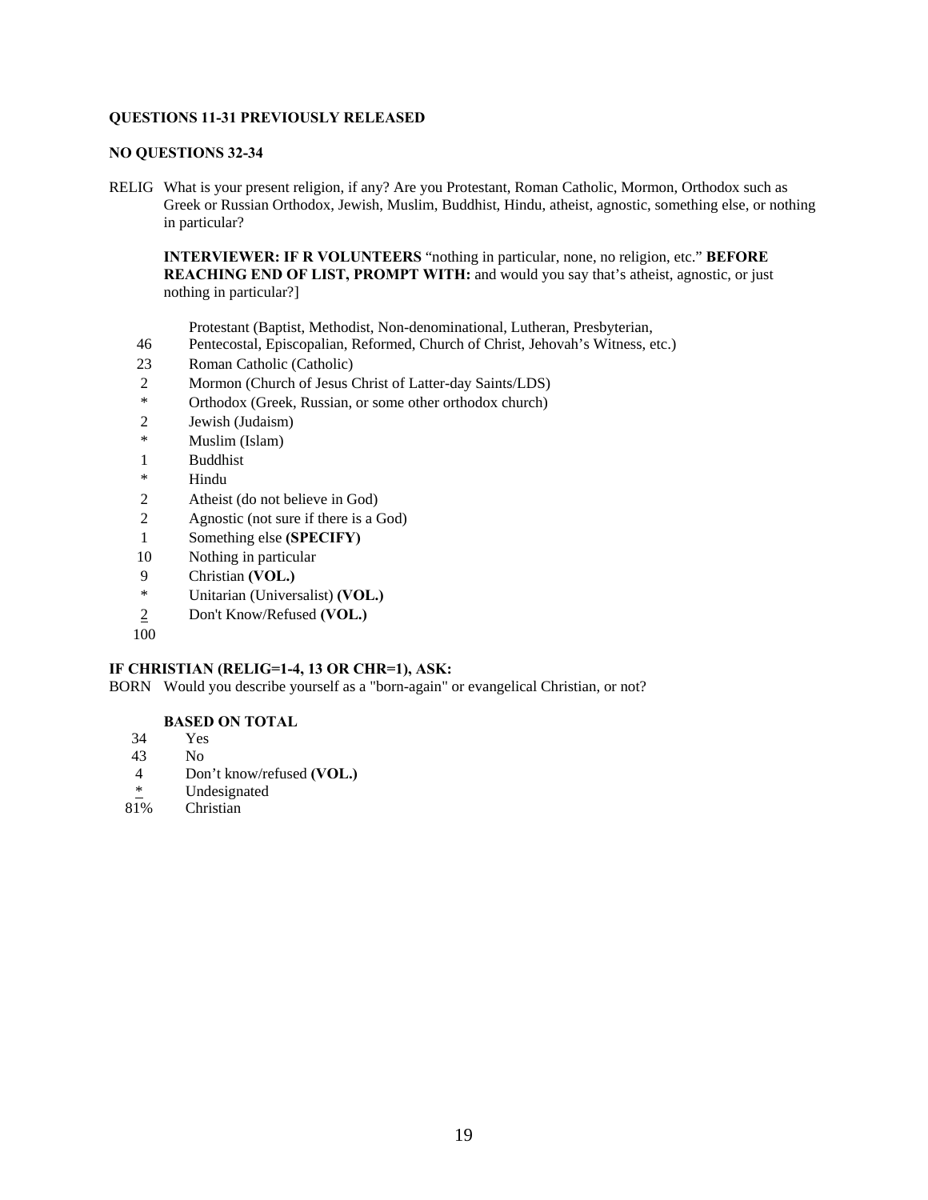**QUESTIONS 11-31 PREVIOUSLY RELEASED**

**NO QUESTIONS 32-34**

RELIG What is your present religion, if any? Are you Protestant, Roman Catholic, Mormon, Orthodox such as Greek or Russian Orthodox, Jewish, Muslim, Buddhist, Hindu, atheist, agnostic, something else, or nothing in particular?

**INTERVIEWER: IF R VOLUNTEERS** "nothing in particular, none, no religion, etc." **BEFORE REACHING END OF LIST, PROMPT WITH:** and would you say that's atheist, agnostic, or just nothing in particular?]

| | |
|---|---|
| 46 | Protestant (Baptist, Methodist, Non-denominational, Lutheran, Presbyterian, Pentecostal, Episcopalian, Reformed, Church of Christ, Jehovah's Witness, etc.) |
| 23 | Roman Catholic (Catholic) |
| 2 | Mormon (Church of Jesus Christ of Latter-day Saints/LDS) |
| * | Orthodox (Greek, Russian, or some other orthodox church) |
| 2 | Jewish (Judaism) |
| * | Muslim (Islam) |
| 1 | Buddhist |
| * | Hindu |
| 2 | Atheist (do not believe in God) |
| 2 | Agnostic (not sure if there is a God) |
| 1 | Something else **(SPECIFY)** |
| 10 | Nothing in particular |
| 9 | Christian **(VOL.)** |
| * | Unitarian (Universalist) **(VOL.)** |
| 2 | Don't Know/Refused **(VOL.)** |
| 100 | |

**IF CHRISTIAN (RELIG=1-4, 13 OR CHR=1), ASK:**

BORN Would you describe yourself as a "born-again" or evangelical Christian, or not?

**BASED ON TOTAL**

| | |
|---|---|
| 34 | Yes |
| 43 | No |
| 4 | Don't know/refused **(VOL.)** |
| * | Undesignated |
| 81% | Christian |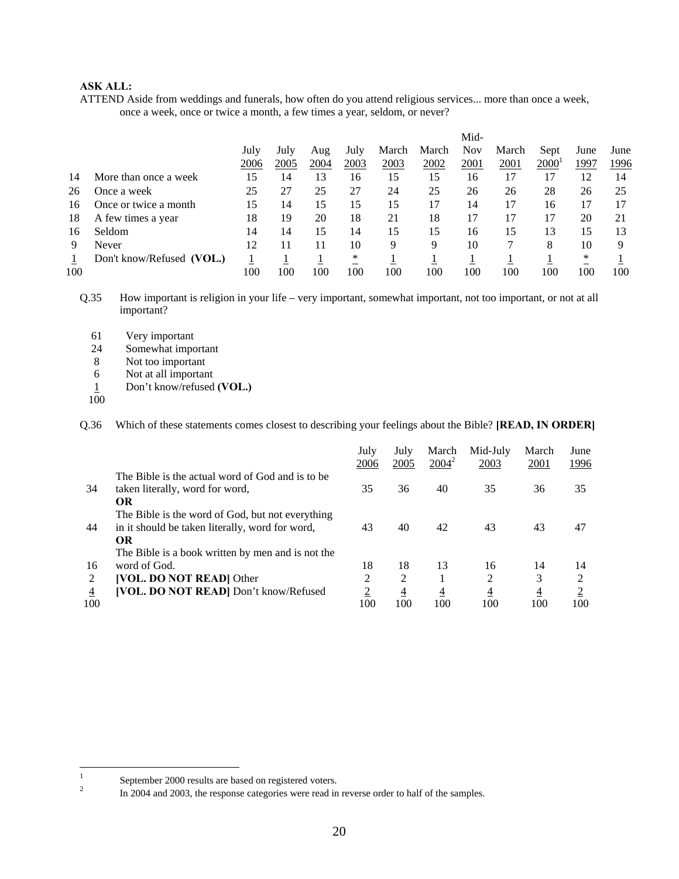**ASK ALL:**

ATTEND Aside from weddings and funerals, how often do you attend religious services... more than once a week, once a week, once or twice a month, a few times a year, seldom, or never?

| | | July 2006 | July 2005 | Aug 2004 | July 2003 | March 2003 | March 2002 | Mid-Nov 2001 | March 2001 | Sept 2000[1] | June 1997 | June 1996 |
|---|---|---|---|---|---|---|---|---|---|---|---|---|
| 14 | More than once a week | 15 | 14 | 13 | 16 | 15 | 15 | 16 | 17 | 17 | 12 | 14 |
| 26 | Once a week | 25 | 27 | 25 | 27 | 24 | 25 | 26 | 26 | 28 | 26 | 25 |
| 16 | Once or twice a month | 15 | 14 | 15 | 15 | 15 | 17 | 14 | 17 | 16 | 17 | 17 |
| 18 | A few times a year | 18 | 19 | 20 | 18 | 21 | 18 | 17 | 17 | 17 | 20 | 21 |
| 16 | Seldom | 14 | 14 | 15 | 14 | 15 | 15 | 16 | 15 | 13 | 15 | 13 |
| 9 | Never | 12 | 11 | 11 | 10 | 9 | 9 | 10 | 7 | 8 | 10 | 9 |
| 1 | Don't know/Refused **(VOL.)** | 1 | 1 | 1 | * | 1 | 1 | 1 | 1 | 1 | * | 1 |
| 100 | | 100 | 100 | 100 | 100 | 100 | 100 | 100 | 100 | 100 | 100 | 100 |

Q.35 How important is religion in your life – very important, somewhat important, not too important, or not at all important?

| | |
|---|---|
| 61 | Very important |
| 24 | Somewhat important |
| 8 | Not too important |
| 6 | Not at all important |
| 1 | Don't know/refused **(VOL.)** |
| 100 | |

Q.36 Which of these statements comes closest to describing your feelings about the Bible? **[READ, IN ORDER]**

| | | July 2006 | July 2005 | March 2004[2] | Mid-July 2003 | March 2001 | June 1996 |
|---|---|---|---|---|---|---|---|
| 34 | The Bible is the actual word of God and is to be taken literally, word for word, **OR** | 35 | 36 | 40 | 35 | 36 | 35 |
| 44 | The Bible is the word of God, but not everything in it should be taken literally, word for word, **OR** | 43 | 40 | 42 | 43 | 43 | 47 |
| 16 | The Bible is a book written by men and is not the word of God. | 18 | 18 | 13 | 16 | 14 | 14 |
| 2 | **[VOL. DO NOT READ]** Other | 2 | 2 | 1 | 2 | 3 | 2 |
| 4 | **[VOL. DO NOT READ]** Don't know/Refused | 2 | 4 | 4 | 4 | 4 | 2 |
| 100 | | 100 | 100 | 100 | 100 | 100 | 100 |

[1] September 2000 results are based on registered voters.

[2] In 2004 and 2003, the response categories were read in reverse order to half of the samples.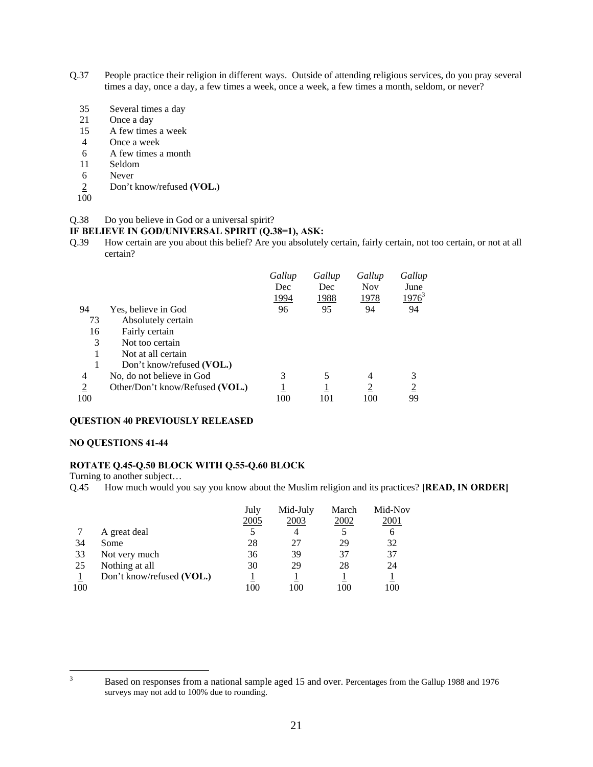Q.37 People practice their religion in different ways. Outside of attending religious services, do you pray several times a day, once a day, a few times a week, once a week, a few times a month, seldom, or never?

| | |
|---|---|
| 35 | Several times a day |
| 21 | Once a day |
| 15 | A few times a week |
| 4 | Once a week |
| 6 | A few times a month |
| 11 | Seldom |
| 6 | Never |
| 2 | Don't know/refused **(VOL.)** |
| 100 | |

Q.38 Do you believe in God or a universal spirit?

**IF BELIEVE IN GOD/UNIVERSAL SPIRIT (Q.38=1), ASK:**

Q.39 How certain are you about this belief? Are you absolutely certain, fairly certain, not too certain, or not at all certain?

| | | *Gallup* Dec 1994 | *Gallup* Dec 1988 | *Gallup* Nov 1978 | *Gallup* June 1976[3] |
|---|---|---|---|---|---|
| 94 | Yes, believe in God | 96 | 95 | 94 | 94 |
| 73 | Absolutely certain | | | | |
| 16 | Fairly certain | | | | |
| 3 | Not too certain | | | | |
| 1 | Not at all certain | | | | |
| 1 | Don't know/refused **(VOL.)** | | | | |
| 4 | No, do not believe in God | 3 | 5 | 4 | 3 |
| 2 | Other/Don't know/Refused **(VOL.)** | 1 | 1 | 2 | 2 |
| 100 | | 100 | 101 | 100 | 99 |

**QUESTION 40 PREVIOUSLY RELEASED**

**NO QUESTIONS 41-44**

**ROTATE Q.45-Q.50 BLOCK WITH Q.55-Q.60 BLOCK**

Turning to another subject…

Q.45 How much would you say you know about the Muslim religion and its practices? **[READ, IN ORDER]**

| | | July 2005 | Mid-July 2003 | March 2002 | Mid-Nov 2001 |
|---|---|---|---|---|---|
| 7 | A great deal | 5 | 4 | 5 | 6 |
| 34 | Some | 28 | 27 | 29 | 32 |
| 33 | Not very much | 36 | 39 | 37 | 37 |
| 25 | Nothing at all | 30 | 29 | 28 | 24 |
| 1 | Don't know/refused **(VOL.)** | 1 | 1 | 1 | 1 |
| 100 | | 100 | 100 | 100 | 100 |

[3] Based on responses from a national sample aged 15 and over. Percentages from the Gallup 1988 and 1976 surveys may not add to 100% due to rounding.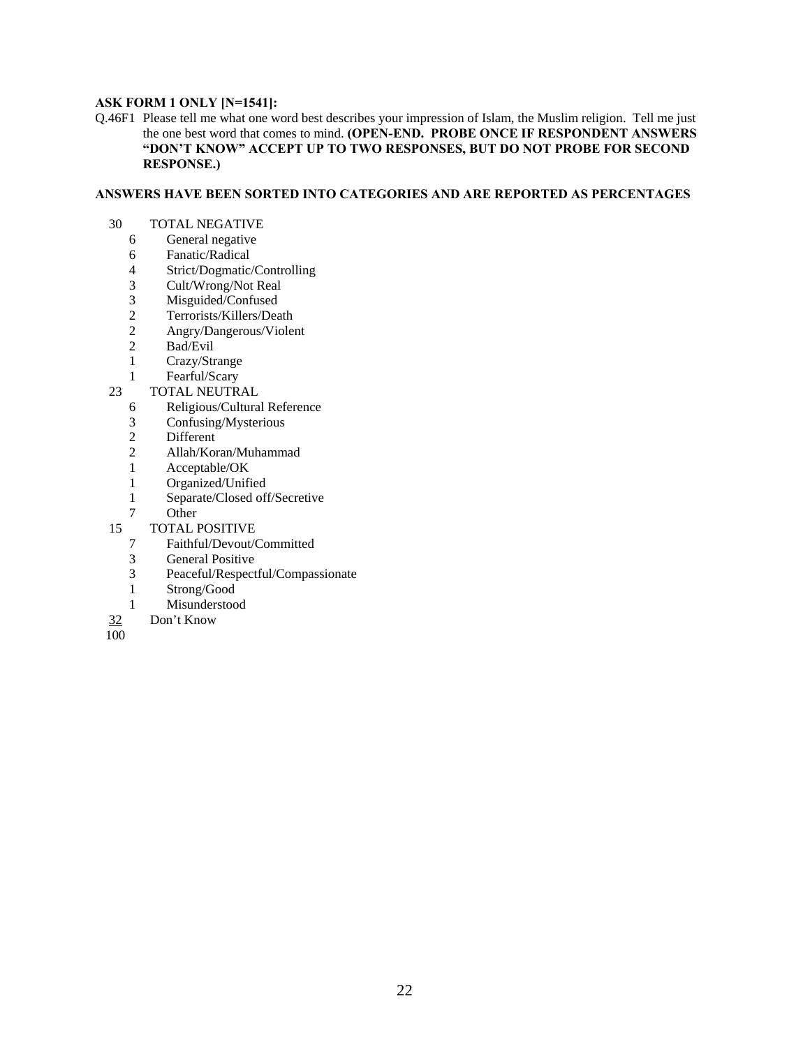**ASK FORM 1 ONLY [N=1541]:**

Q.46F1 Please tell me what one word best describes your impression of Islam, the Muslim religion. Tell me just the one best word that comes to mind. **(OPEN-END. PROBE ONCE IF RESPONDENT ANSWERS "DON'T KNOW" ACCEPT UP TO TWO RESPONSES, BUT DO NOT PROBE FOR SECOND RESPONSE.)**

**ANSWERS HAVE BEEN SORTED INTO CATEGORIES AND ARE REPORTED AS PERCENTAGES**

| | | |
|---|---|---|
| 30 | | TOTAL NEGATIVE |
| | 6 | General negative |
| | 6 | Fanatic/Radical |
| | 4 | Strict/Dogmatic/Controlling |
| | 3 | Cult/Wrong/Not Real |
| | 3 | Misguided/Confused |
| | 2 | Terrorists/Killers/Death |
| | 2 | Angry/Dangerous/Violent |
| | 2 | Bad/Evil |
| | 1 | Crazy/Strange |
| | 1 | Fearful/Scary |
| 23 | | TOTAL NEUTRAL |
| | 6 | Religious/Cultural Reference |
| | 3 | Confusing/Mysterious |
| | 2 | Different |
| | 2 | Allah/Koran/Muhammad |
| | 1 | Acceptable/OK |
| | 1 | Organized/Unified |
| | 1 | Separate/Closed off/Secretive |
| | 7 | Other |
| 15 | | TOTAL POSITIVE |
| | 7 | Faithful/Devout/Committed |
| | 3 | General Positive |
| | 3 | Peaceful/Respectful/Compassionate |
| | 1 | Strong/Good |
| | 1 | Misunderstood |
| 32 | | Don't Know |
| 100 | | |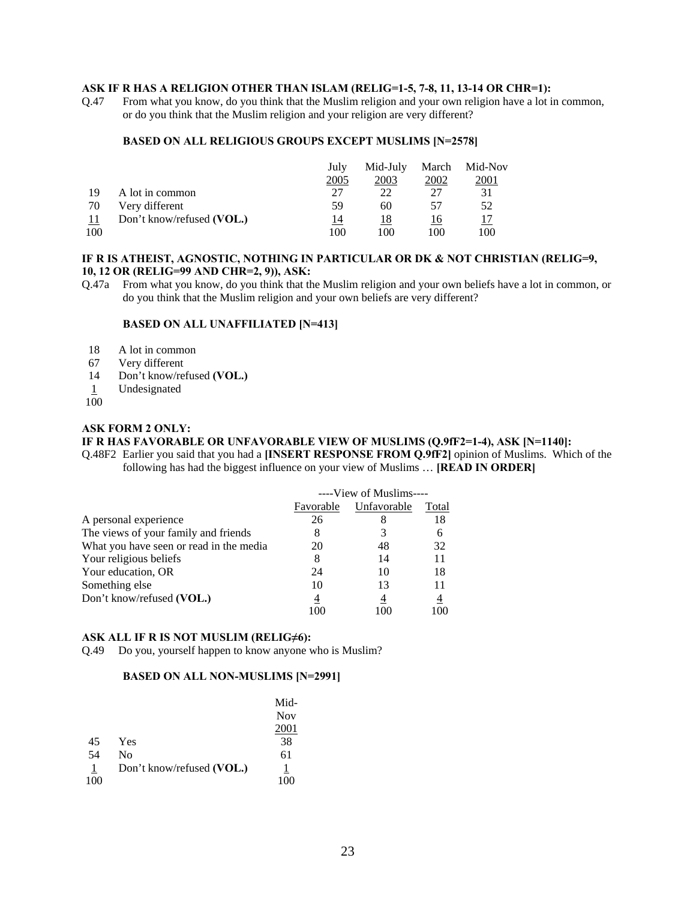**ASK IF R HAS A RELIGION OTHER THAN ISLAM (RELIG=1-5, 7-8, 11, 13-14 OR CHR=1):**

Q.47 From what you know, do you think that the Muslim religion and your own religion have a lot in common, or do you think that the Muslim religion and your religion are very different?

**BASED ON ALL RELIGIOUS GROUPS EXCEPT MUSLIMS [N=2578]**

| | | July 2005 | Mid-July 2003 | March 2002 | Mid-Nov 2001 |
|---|---|---|---|---|---|
| 19 | A lot in common | 27 | 22 | 27 | 31 |
| 70 | Very different | 59 | 60 | 57 | 52 |
| 11 | Don't know/refused **(VOL.)** | 14 | 18 | 16 | 17 |
| 100 | | 100 | 100 | 100 | 100 |

**IF R IS ATHEIST, AGNOSTIC, NOTHING IN PARTICULAR OR DK & NOT CHRISTIAN (RELIG=9, 10, 12 OR (RELIG=99 AND CHR=2, 9)), ASK:**

Q.47a From what you know, do you think that the Muslim religion and your own beliefs have a lot in common, or do you think that the Muslim religion and your own beliefs are very different?

**BASED ON ALL UNAFFILIATED [N=413]**

| | |
|---|---|
| 18 | A lot in common |
| 67 | Very different |
| 14 | Don't know/refused **(VOL.)** |
| 1 | Undesignated |
| 100 | |

**ASK FORM 2 ONLY:**

**IF R HAS FAVORABLE OR UNFAVORABLE VIEW OF MUSLIMS (Q.9fF2=1-4), ASK [N=1140]:**

Q.48F2 Earlier you said that you had a **[INSERT RESPONSE FROM Q.9fF2]** opinion of Muslims. Which of the following has had the biggest influence on your view of Muslims … **[READ IN ORDER]**

| | ----View of Muslims---- | | |
|---|---|---|---|
| | Favorable | Unfavorable | Total |
| A personal experience | 26 | 8 | 18 |
| The views of your family and friends | 8 | 3 | 6 |
| What you have seen or read in the media | 20 | 48 | 32 |
| Your religious beliefs | 8 | 14 | 11 |
| Your education, OR | 24 | 10 | 18 |
| Something else | 10 | 13 | 11 |
| Don't know/refused **(VOL.)** | 4 | 4 | 4 |
| | 100 | 100 | 100 |

**ASK ALL IF R IS NOT MUSLIM (RELIG≠6):**

Q.49 Do you, yourself happen to know anyone who is Muslim?

**BASED ON ALL NON-MUSLIMS [N=2991]**

| | | Mid-Nov 2001 |
|---|---|---|
| 45 | Yes | 38 |
| 54 | No | 61 |
| 1 | Don't know/refused **(VOL.)** | 1 |
| 100 | | 100 |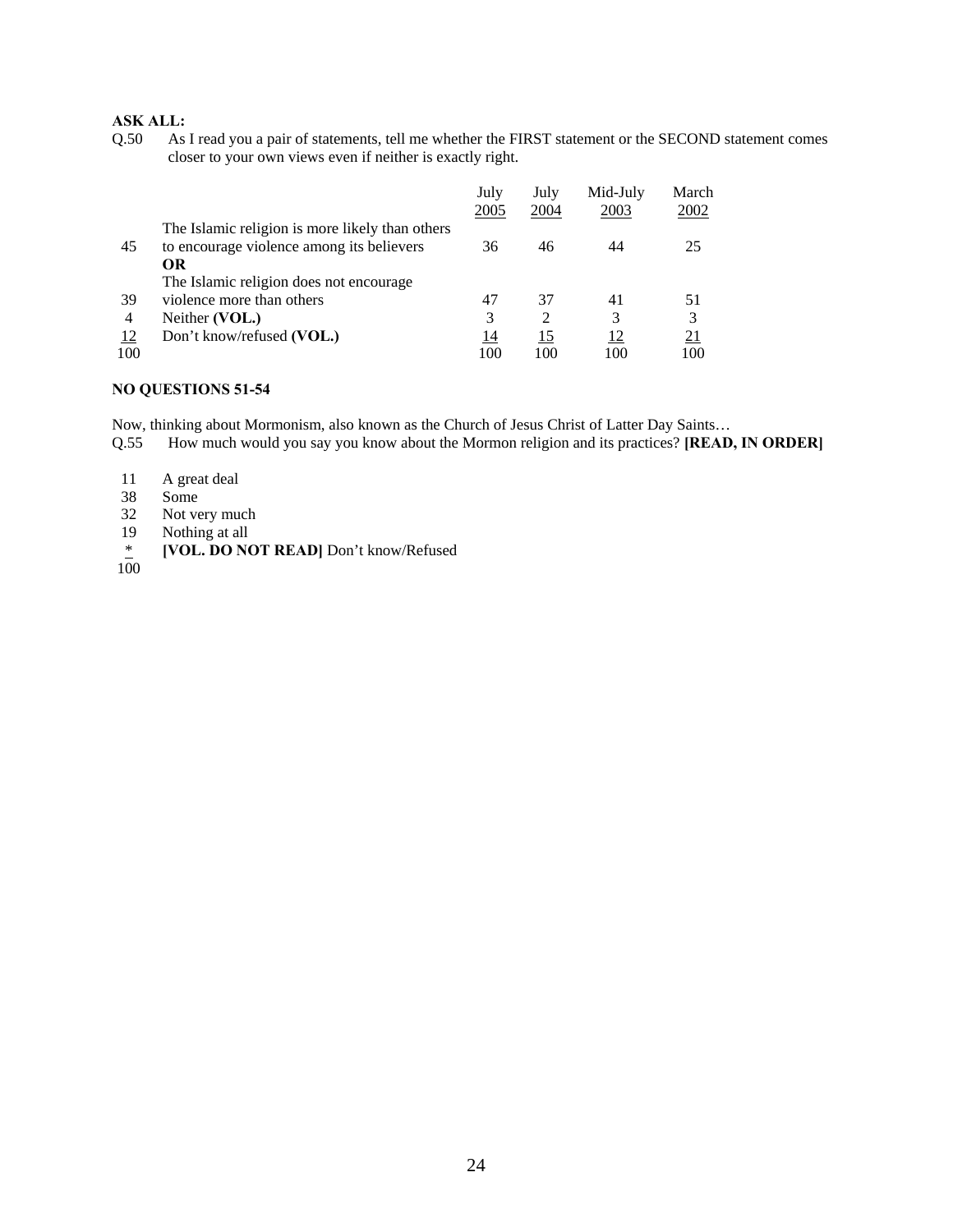**ASK ALL:**

Q.50 As I read you a pair of statements, tell me whether the FIRST statement or the SECOND statement comes closer to your own views even if neither is exactly right.

| | | July 2005 | July 2004 | Mid-July 2003 | March 2002 |
|---|---|---|---|---|---|
| 45 | The Islamic religion is more likely than others to encourage violence among its believers | 36 | 46 | 44 | 25 |
| | **OR** | | | | |
| 39 | The Islamic religion does not encourage violence more than others | 47 | 37 | 41 | 51 |
| 4 | Neither **(VOL.)** | 3 | 2 | 3 | 3 |
| 12 | Don't know/refused **(VOL.)** | 14 | 15 | 12 | 21 |
| 100 | | 100 | 100 | 100 | 100 |

**NO QUESTIONS 51-54**

Now, thinking about Mormonism, also known as the Church of Jesus Christ of Latter Day Saints…

Q.55 How much would you say you know about the Mormon religion and its practices? **[READ, IN ORDER]**

| | |
|---|---|
| 11 | A great deal |
| 38 | Some |
| 32 | Not very much |
| 19 | Nothing at all |
| * | **[VOL. DO NOT READ]** Don't know/Refused |
| 100 | |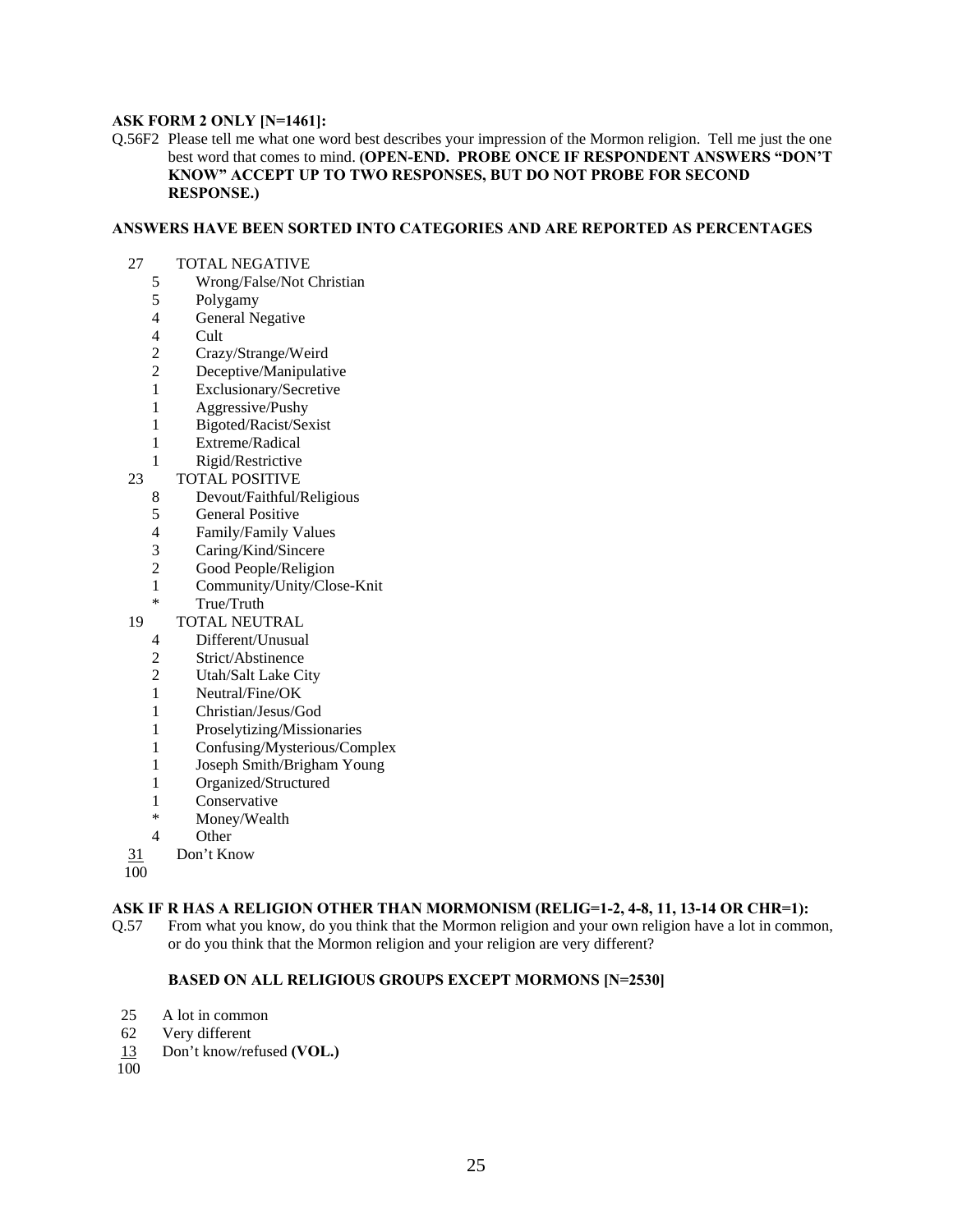**ASK FORM 2 ONLY [N=1461]:**

Q.56F2 Please tell me what one word best describes your impression of the Mormon religion. Tell me just the one best word that comes to mind. **(OPEN-END. PROBE ONCE IF RESPONDENT ANSWERS "DON'T KNOW" ACCEPT UP TO TWO RESPONSES, BUT DO NOT PROBE FOR SECOND RESPONSE.)**

**ANSWERS HAVE BEEN SORTED INTO CATEGORIES AND ARE REPORTED AS PERCENTAGES**

| | | |
|---|---|---|
| 27 | | TOTAL NEGATIVE |
| | 5 | Wrong/False/Not Christian |
| | 5 | Polygamy |
| | 4 | General Negative |
| | 4 | Cult |
| | 2 | Crazy/Strange/Weird |
| | 2 | Deceptive/Manipulative |
| | 1 | Exclusionary/Secretive |
| | 1 | Aggressive/Pushy |
| | 1 | Bigoted/Racist/Sexist |
| | 1 | Extreme/Radical |
| | 1 | Rigid/Restrictive |
| 23 | | TOTAL POSITIVE |
| | 8 | Devout/Faithful/Religious |
| | 5 | General Positive |
| | 4 | Family/Family Values |
| | 3 | Caring/Kind/Sincere |
| | 2 | Good People/Religion |
| | 1 | Community/Unity/Close-Knit |
| | * | True/Truth |
| 19 | | TOTAL NEUTRAL |
| | 4 | Different/Unusual |
| | 2 | Strict/Abstinence |
| | 2 | Utah/Salt Lake City |
| | 1 | Neutral/Fine/OK |
| | 1 | Christian/Jesus/God |
| | 1 | Proselytizing/Missionaries |
| | 1 | Confusing/Mysterious/Complex |
| | 1 | Joseph Smith/Brigham Young |
| | 1 | Organized/Structured |
| | 1 | Conservative |
| | * | Money/Wealth |
| | 4 | Other |
| 31 | | Don't Know |
| 100 | | |

**ASK IF R HAS A RELIGION OTHER THAN MORMONISM (RELIG=1-2, 4-8, 11, 13-14 OR CHR=1):**

Q.57 From what you know, do you think that the Mormon religion and your own religion have a lot in common, or do you think that the Mormon religion and your religion are very different?

**BASED ON ALL RELIGIOUS GROUPS EXCEPT MORMONS [N=2530]**

| | |
|---|---|
| 25 | A lot in common |
| 62 | Very different |
| 13 | Don't know/refused **(VOL.)** |
| 100 | |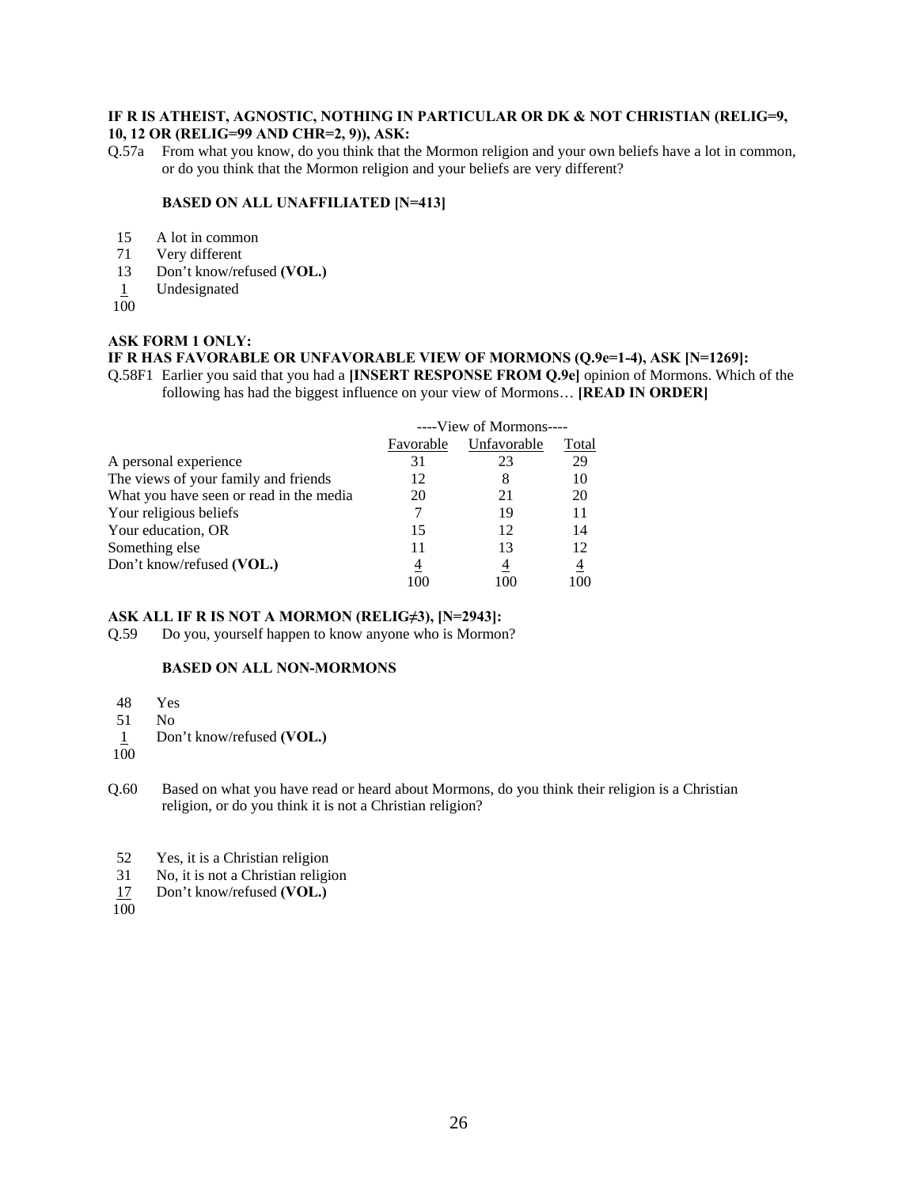**IF R IS ATHEIST, AGNOSTIC, NOTHING IN PARTICULAR OR DK & NOT CHRISTIAN (RELIG=9, 10, 12 OR (RELIG=99 AND CHR=2, 9)), ASK:**

Q.57a From what you know, do you think that the Mormon religion and your own beliefs have a lot in common, or do you think that the Mormon religion and your beliefs are very different?

**BASED ON ALL UNAFFILIATED [N=413]**

| | |
|---|---|
| 15 | A lot in common |
| 71 | Very different |
| 13 | Don't know/refused **(VOL.)** |
| 1 | Undesignated |
| 100 | |

**ASK FORM 1 ONLY:**
**IF R HAS FAVORABLE OR UNFAVORABLE VIEW OF MORMONS (Q.9e=1-4), ASK [N=1269]:**

Q.58F1 Earlier you said that you had a **[INSERT RESPONSE FROM Q.9e]** opinion of Mormons. Which of the following has had the biggest influence on your view of Mormons… **[READ IN ORDER]**

| | ----View of Mormons---- | | |
|---|---|---|---|
| | Favorable | Unfavorable | Total |
| A personal experience | 31 | 23 | 29 |
| The views of your family and friends | 12 | 8 | 10 |
| What you have seen or read in the media | 20 | 21 | 20 |
| Your religious beliefs | 7 | 19 | 11 |
| Your education, OR | 15 | 12 | 14 |
| Something else | 11 | 13 | 12 |
| Don't know/refused **(VOL.)** | 4 | 4 | 4 |
| | 100 | 100 | 100 |

**ASK ALL IF R IS NOT A MORMON (RELIG≠3), [N=2943]:**

Q.59 Do you, yourself happen to know anyone who is Mormon?

**BASED ON ALL NON-MORMONS**

| | |
|---|---|
| 48 | Yes |
| 51 | No |
| 1 | Don't know/refused **(VOL.)** |
| 100 | |

Q.60 Based on what you have read or heard about Mormons, do you think their religion is a Christian religion, or do you think it is not a Christian religion?

| | |
|---|---|
| 52 | Yes, it is a Christian religion |
| 31 | No, it is not a Christian religion |
| 17 | Don't know/refused **(VOL.)** |
| 100 | |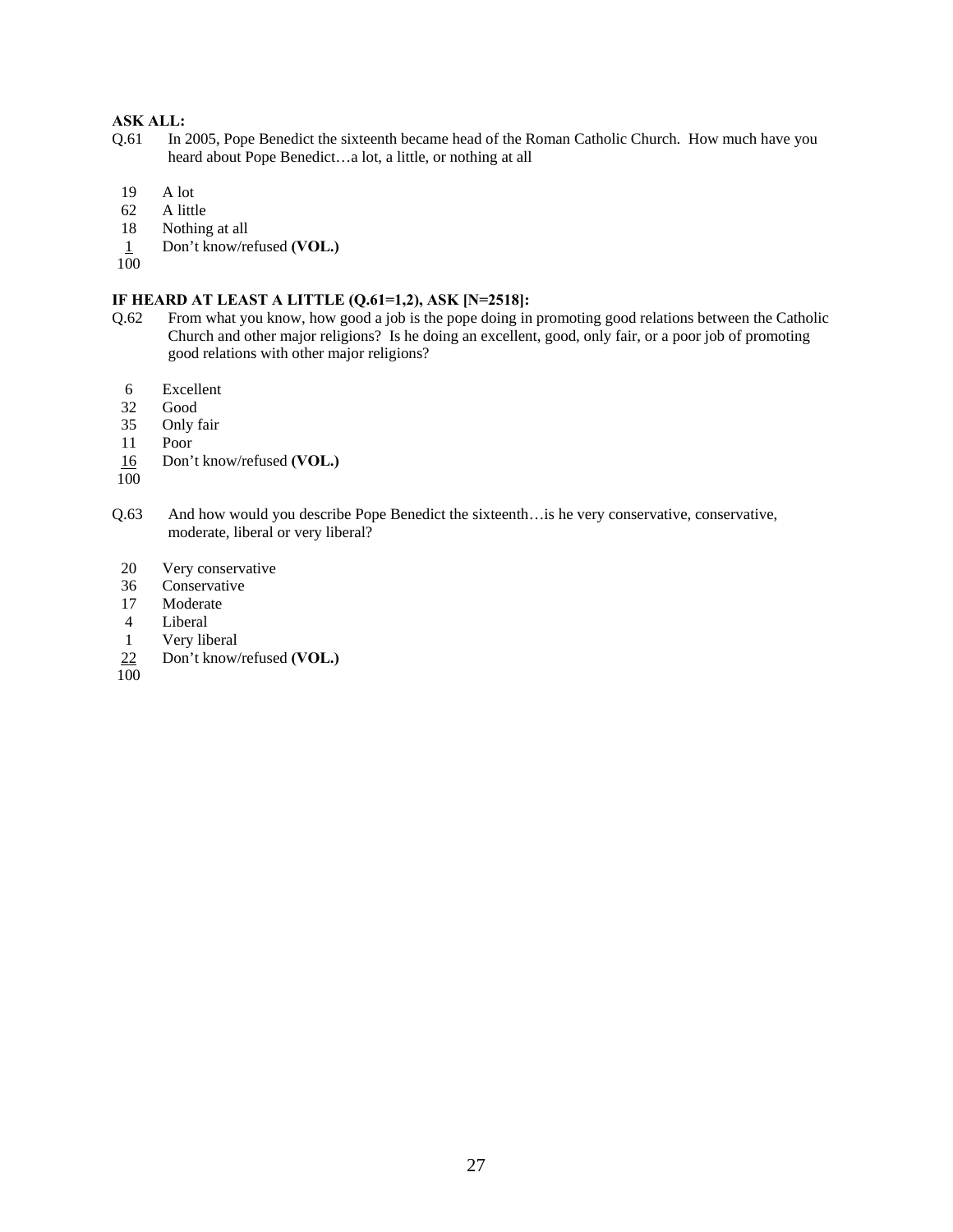**ASK ALL:**

Q.61 In 2005, Pope Benedict the sixteenth became head of the Roman Catholic Church. How much have you heard about Pope Benedict…a lot, a little, or nothing at all

19 A lot
62 A little
18 Nothing at all
1 Don't know/refused **(VOL.)**
100

**IF HEARD AT LEAST A LITTLE (Q.61=1,2), ASK [N=2518]:**

Q.62 From what you know, how good a job is the pope doing in promoting good relations between the Catholic Church and other major religions? Is he doing an excellent, good, only fair, or a poor job of promoting good relations with other major religions?

6 Excellent
32 Good
35 Only fair
11 Poor
16 Don't know/refused **(VOL.)**
100

Q.63 And how would you describe Pope Benedict the sixteenth…is he very conservative, conservative, moderate, liberal or very liberal?

20 Very conservative
36 Conservative
17 Moderate
4 Liberal
1 Very liberal
22 Don't know/refused **(VOL.)**
100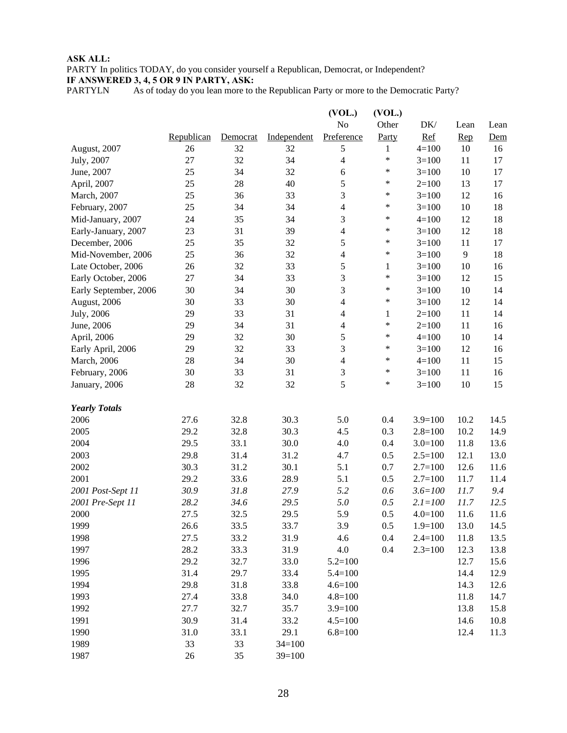**ASK ALL:**
PARTY In politics TODAY, do you consider yourself a Republican, Democrat, or Independent?
**IF ANSWERED 3, 4, 5 OR 9 IN PARTY, ASK:**
PARTYLN As of today do you lean more to the Republican Party or more to the Democratic Party?

| | Republican | Democrat | Independent | (VOL.) No Preference | (VOL.) Other Party | DK/ Ref | Lean Rep | Lean Dem |
|---|---|---|---|---|---|---|---|---|
| August, 2007 | 26 | 32 | 32 | 5 | 1 | 4=100 | 10 | 16 |
| July, 2007 | 27 | 32 | 34 | 4 | * | 3=100 | 11 | 17 |
| June, 2007 | 25 | 34 | 32 | 6 | * | 3=100 | 10 | 17 |
| April, 2007 | 25 | 28 | 40 | 5 | * | 2=100 | 13 | 17 |
| March, 2007 | 25 | 36 | 33 | 3 | * | 3=100 | 12 | 16 |
| February, 2007 | 25 | 34 | 34 | 4 | * | 3=100 | 10 | 18 |
| Mid-January, 2007 | 24 | 35 | 34 | 3 | * | 4=100 | 12 | 18 |
| Early-January, 2007 | 23 | 31 | 39 | 4 | * | 3=100 | 12 | 18 |
| December, 2006 | 25 | 35 | 32 | 5 | * | 3=100 | 11 | 17 |
| Mid-November, 2006 | 25 | 36 | 32 | 4 | * | 3=100 | 9 | 18 |
| Late October, 2006 | 26 | 32 | 33 | 5 | 1 | 3=100 | 10 | 16 |
| Early October, 2006 | 27 | 34 | 33 | 3 | * | 3=100 | 12 | 15 |
| Early September, 2006 | 30 | 34 | 30 | 3 | * | 3=100 | 10 | 14 |
| August, 2006 | 30 | 33 | 30 | 4 | * | 3=100 | 12 | 14 |
| July, 2006 | 29 | 33 | 31 | 4 | 1 | 2=100 | 11 | 14 |
| June, 2006 | 29 | 34 | 31 | 4 | * | 2=100 | 11 | 16 |
| April, 2006 | 29 | 32 | 30 | 5 | * | 4=100 | 10 | 14 |
| Early April, 2006 | 29 | 32 | 33 | 3 | * | 3=100 | 12 | 16 |
| March, 2006 | 28 | 34 | 30 | 4 | * | 4=100 | 11 | 15 |
| February, 2006 | 30 | 33 | 31 | 3 | * | 3=100 | 11 | 16 |
| January, 2006 | 28 | 32 | 32 | 5 | * | 3=100 | 10 | 15 |
| ***Yearly Totals*** | | | | | | | | |
| 2006 | 27.6 | 32.8 | 30.3 | 5.0 | 0.4 | 3.9=100 | 10.2 | 14.5 |
| 2005 | 29.2 | 32.8 | 30.3 | 4.5 | 0.3 | 2.8=100 | 10.2 | 14.9 |
| 2004 | 29.5 | 33.1 | 30.0 | 4.0 | 0.4 | 3.0=100 | 11.8 | 13.6 |
| 2003 | 29.8 | 31.4 | 31.2 | 4.7 | 0.5 | 2.5=100 | 12.1 | 13.0 |
| 2002 | 30.3 | 31.2 | 30.1 | 5.1 | 0.7 | 2.7=100 | 12.6 | 11.6 |
| 2001 | 29.2 | 33.6 | 28.9 | 5.1 | 0.5 | 2.7=100 | 11.7 | 11.4 |
| *2001 Post-Sept 11* | *30.9* | *31.8* | *27.9* | *5.2* | *0.6* | *3.6=100* | *11.7* | *9.4* |
| *2001 Pre-Sept 11* | *28.2* | *34.6* | *29.5* | *5.0* | *0.5* | *2.1=100* | *11.7* | *12.5* |
| 2000 | 27.5 | 32.5 | 29.5 | 5.9 | 0.5 | 4.0=100 | 11.6 | 11.6 |
| 1999 | 26.6 | 33.5 | 33.7 | 3.9 | 0.5 | 1.9=100 | 13.0 | 14.5 |
| 1998 | 27.5 | 33.2 | 31.9 | 4.6 | 0.4 | 2.4=100 | 11.8 | 13.5 |
| 1997 | 28.2 | 33.3 | 31.9 | 4.0 | 0.4 | 2.3=100 | 12.3 | 13.8 |
| 1996 | 29.2 | 32.7 | 33.0 | 5.2=100 | | | 12.7 | 15.6 |
| 1995 | 31.4 | 29.7 | 33.4 | 5.4=100 | | | 14.4 | 12.9 |
| 1994 | 29.8 | 31.8 | 33.8 | 4.6=100 | | | 14.3 | 12.6 |
| 1993 | 27.4 | 33.8 | 34.0 | 4.8=100 | | | 11.8 | 14.7 |
| 1992 | 27.7 | 32.7 | 35.7 | 3.9=100 | | | 13.8 | 15.8 |
| 1991 | 30.9 | 31.4 | 33.2 | 4.5=100 | | | 14.6 | 10.8 |
| 1990 | 31.0 | 33.1 | 29.1 | 6.8=100 | | | 12.4 | 11.3 |
| 1989 | 33 | 33 | 34=100 | | | | | |
| 1987 | 26 | 35 | 39=100 | | | | | |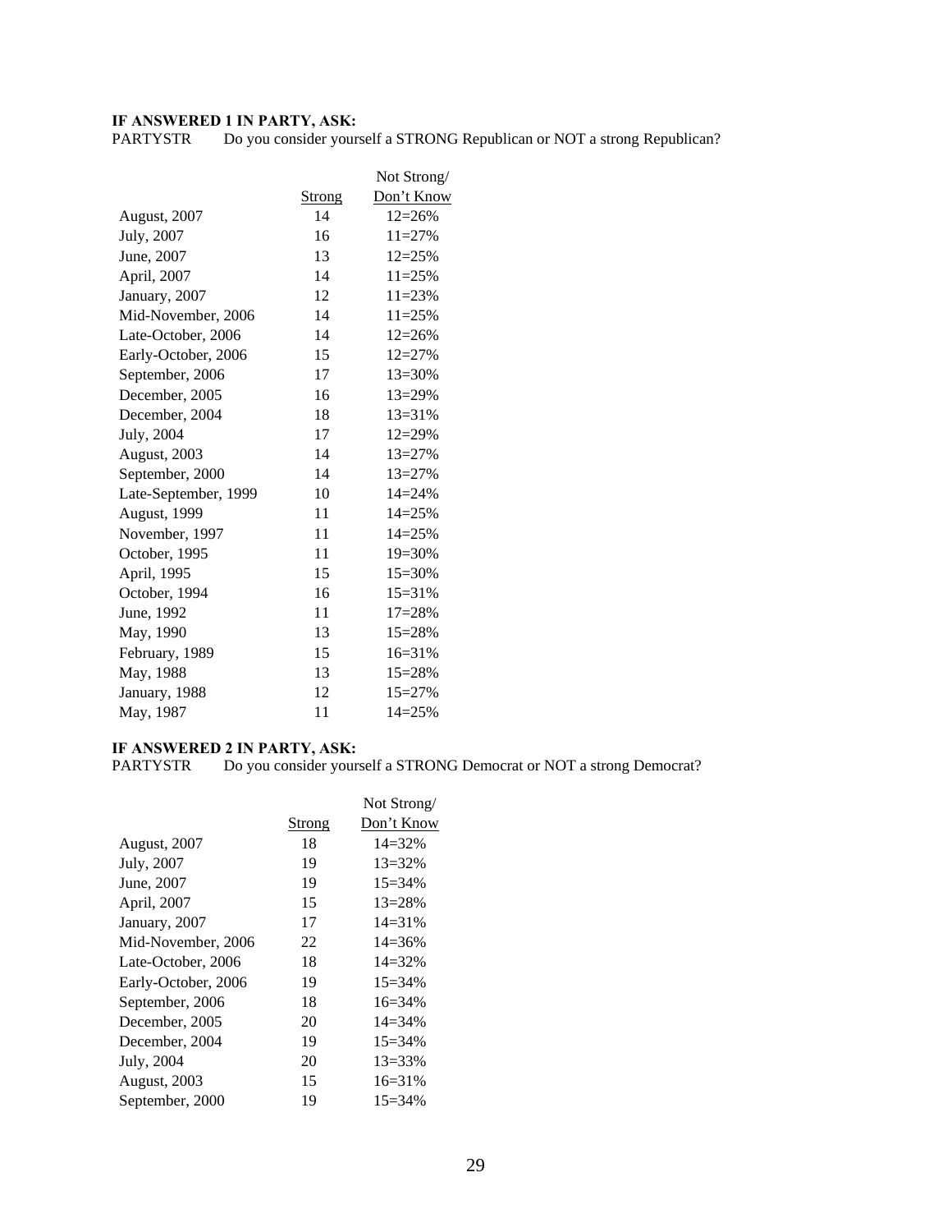**IF ANSWERED 1 IN PARTY, ASK:**

PARTYSTR  Do you consider yourself a STRONG Republican or NOT a strong Republican?

| | Strong | Not Strong/ Don't Know |
|---|---|---|
| August, 2007 | 14 | 12=26% |
| July, 2007 | 16 | 11=27% |
| June, 2007 | 13 | 12=25% |
| April, 2007 | 14 | 11=25% |
| January, 2007 | 12 | 11=23% |
| Mid-November, 2006 | 14 | 11=25% |
| Late-October, 2006 | 14 | 12=26% |
| Early-October, 2006 | 15 | 12=27% |
| September, 2006 | 17 | 13=30% |
| December, 2005 | 16 | 13=29% |
| December, 2004 | 18 | 13=31% |
| July, 2004 | 17 | 12=29% |
| August, 2003 | 14 | 13=27% |
| September, 2000 | 14 | 13=27% |
| Late-September, 1999 | 10 | 14=24% |
| August, 1999 | 11 | 14=25% |
| November, 1997 | 11 | 14=25% |
| October, 1995 | 11 | 19=30% |
| April, 1995 | 15 | 15=30% |
| October, 1994 | 16 | 15=31% |
| June, 1992 | 11 | 17=28% |
| May, 1990 | 13 | 15=28% |
| February, 1989 | 15 | 16=31% |
| May, 1988 | 13 | 15=28% |
| January, 1988 | 12 | 15=27% |
| May, 1987 | 11 | 14=25% |

**IF ANSWERED 2 IN PARTY, ASK:**

PARTYSTR  Do you consider yourself a STRONG Democrat or NOT a strong Democrat?

| | Strong | Not Strong/ Don't Know |
|---|---|---|
| August, 2007 | 18 | 14=32% |
| July, 2007 | 19 | 13=32% |
| June, 2007 | 19 | 15=34% |
| April, 2007 | 15 | 13=28% |
| January, 2007 | 17 | 14=31% |
| Mid-November, 2006 | 22 | 14=36% |
| Late-October, 2006 | 18 | 14=32% |
| Early-October, 2006 | 19 | 15=34% |
| September, 2006 | 18 | 16=34% |
| December, 2005 | 20 | 14=34% |
| December, 2004 | 19 | 15=34% |
| July, 2004 | 20 | 13=33% |
| August, 2003 | 15 | 16=31% |
| September, 2000 | 19 | 15=34% |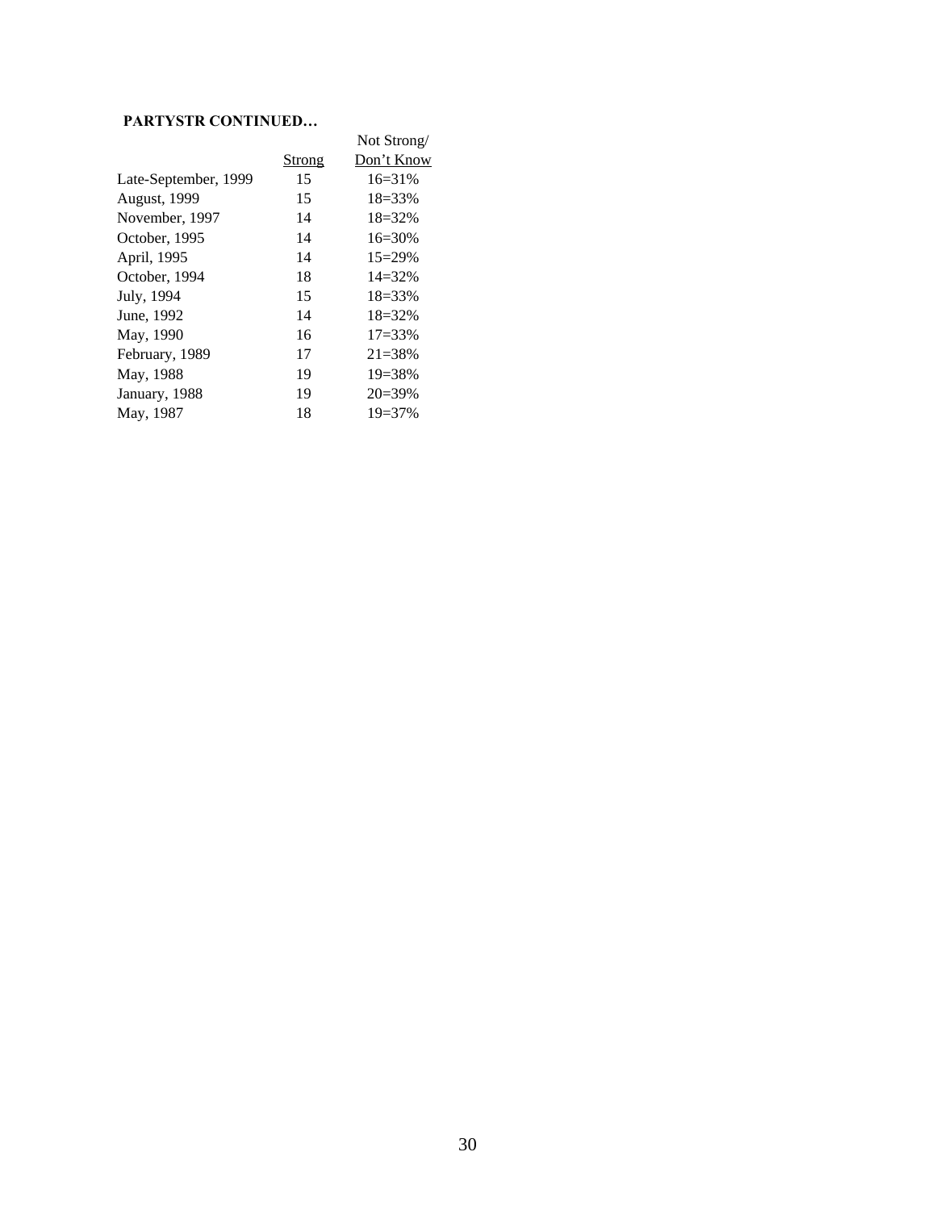**PARTYSTR CONTINUED…**

| | Strong | Not Strong/ Don't Know |
|---|---|---|
| Late-September, 1999 | 15 | 16=31% |
| August, 1999 | 15 | 18=33% |
| November, 1997 | 14 | 18=32% |
| October, 1995 | 14 | 16=30% |
| April, 1995 | 14 | 15=29% |
| October, 1994 | 18 | 14=32% |
| July, 1994 | 15 | 18=33% |
| June, 1992 | 14 | 18=32% |
| May, 1990 | 16 | 17=33% |
| February, 1989 | 17 | 21=38% |
| May, 1988 | 19 | 19=38% |
| January, 1988 | 19 | 20=39% |
| May, 1987 | 18 | 19=37% |